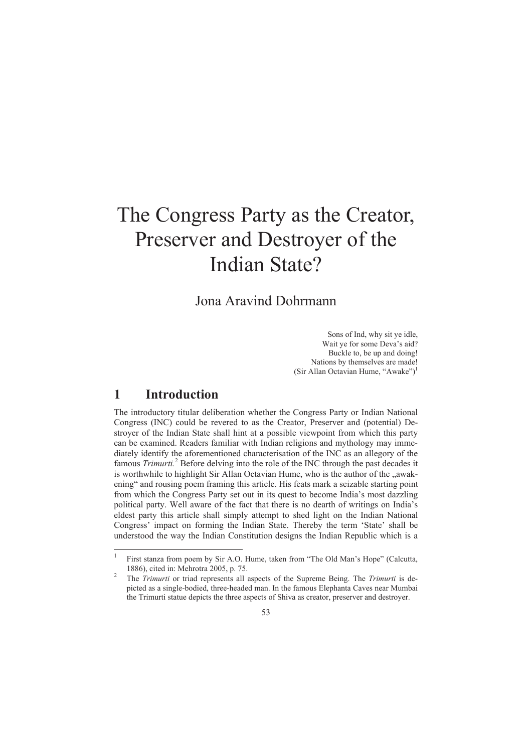# The Congress Party as the Creator, Preserver and Destroyer of the Indian State?

Jona Aravind Dohrmann

> Sons of Ind, why sit ye idle,
> Wait ye for some Deva's aid?
> Buckle to, be up and doing!
> Nations by themselves are made!
> (Sir Allan Octavian Hume, "Awake")[1]

## 1 Introduction

The introductory titular deliberation whether the Congress Party or Indian National Congress (INC) could be revered to as the Creator, Preserver and (potential) Destroyer of the Indian State shall hint at a possible viewpoint from which this party can be examined. Readers familiar with Indian religions and mythology may immediately identify the aforementioned characterisation of the INC as an allegory of the famous *Trimurti*.[2] Before delving into the role of the INC through the past decades it is worthwhile to highlight Sir Allan Octavian Hume, who is the author of the „awakening" and rousing poem framing this article. His feats mark a seizable starting point from which the Congress Party set out in its quest to become India's most dazzling political party. Well aware of the fact that there is no dearth of writings on India's eldest party this article shall simply attempt to shed light on the Indian National Congress' impact on forming the Indian State. Thereby the term 'State' shall be understood the way the Indian Constitution designs the Indian Republic which is a

---

[1] First stanza from poem by Sir A.O. Hume, taken from "The Old Man's Hope" (Calcutta, 1886), cited in: Mehrotra 2005, p. 75.

[2] The *Trimurti* or triad represents all aspects of the Supreme Being. The *Trimurti* is depicted as a single-bodied, three-headed man. In the famous Elephanta Caves near Mumbai the Trimurti statue depicts the three aspects of Shiva as creator, preserver and destroyer.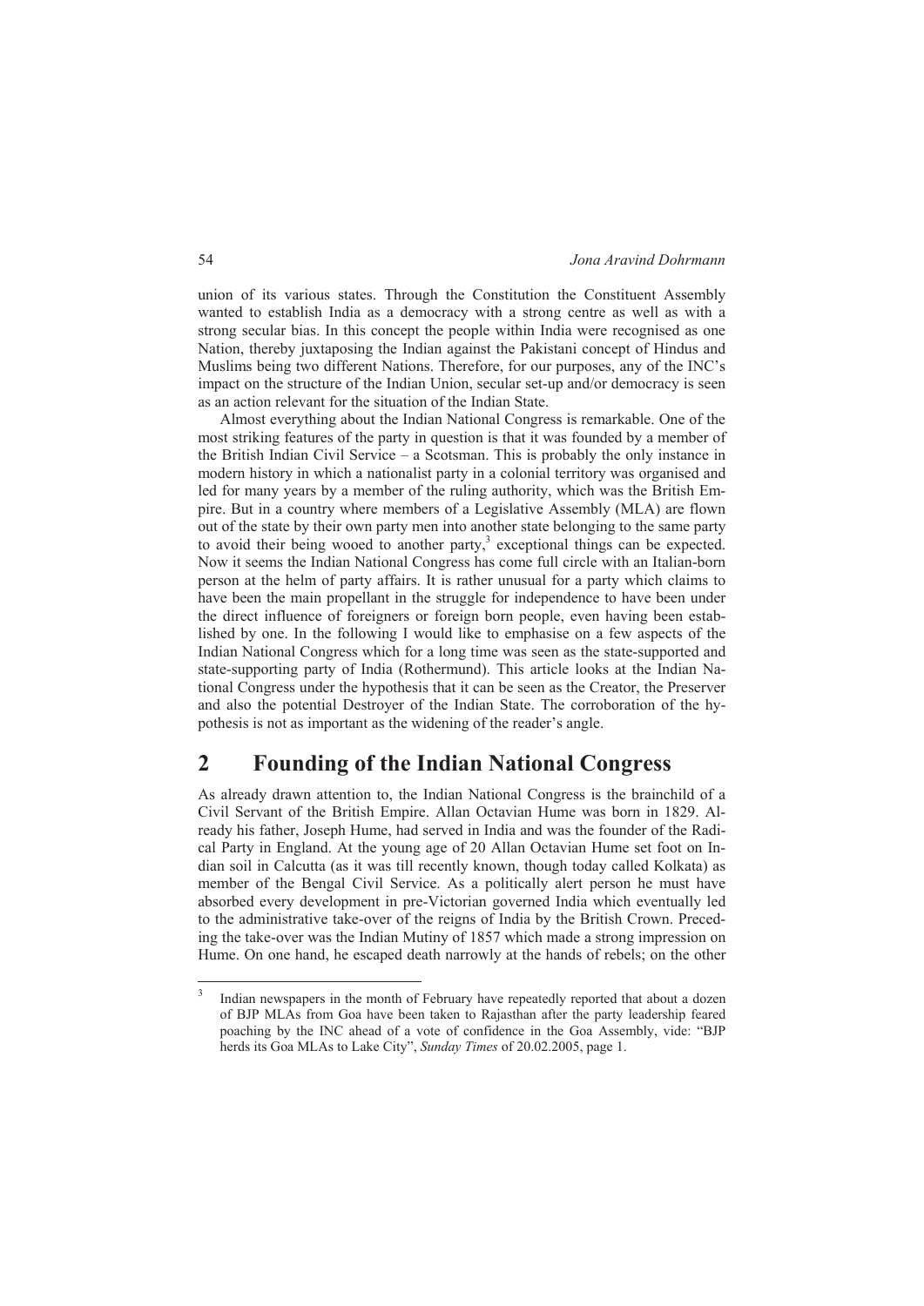union of its various states. Through the Constitution the Constituent Assembly wanted to establish India as a democracy with a strong centre as well as with a strong secular bias. In this concept the people within India were recognised as one Nation, thereby juxtaposing the Indian against the Pakistani concept of Hindus and Muslims being two different Nations. Therefore, for our purposes, any of the INC's impact on the structure of the Indian Union, secular set-up and/or democracy is seen as an action relevant for the situation of the Indian State.

Almost everything about the Indian National Congress is remarkable. One of the most striking features of the party in question is that it was founded by a member of the British Indian Civil Service – a Scotsman. This is probably the only instance in modern history in which a nationalist party in a colonial territory was organised and led for many years by a member of the ruling authority, which was the British Empire. But in a country where members of a Legislative Assembly (MLA) are flown out of the state by their own party men into another state belonging to the same party to avoid their being wooed to another party,[3] exceptional things can be expected. Now it seems the Indian National Congress has come full circle with an Italian-born person at the helm of party affairs. It is rather unusual for a party which claims to have been the main propellant in the struggle for independence to have been under the direct influence of foreigners or foreign born people, even having been established by one. In the following I would like to emphasise on a few aspects of the Indian National Congress which for a long time was seen as the state-supported and state-supporting party of India (Rothermund). This article looks at the Indian National Congress under the hypothesis that it can be seen as the Creator, the Preserver and also the potential Destroyer of the Indian State. The corroboration of the hypothesis is not as important as the widening of the reader's angle.

## 2 Founding of the Indian National Congress

As already drawn attention to, the Indian National Congress is the brainchild of a Civil Servant of the British Empire. Allan Octavian Hume was born in 1829. Already his father, Joseph Hume, had served in India and was the founder of the Radical Party in England. At the young age of 20 Allan Octavian Hume set foot on Indian soil in Calcutta (as it was till recently known, though today called Kolkata) as member of the Bengal Civil Service. As a politically alert person he must have absorbed every development in pre-Victorian governed India which eventually led to the administrative take-over of the reigns of India by the British Crown. Preceding the take-over was the Indian Mutiny of 1857 which made a strong impression on Hume. On one hand, he escaped death narrowly at the hands of rebels; on the other

[3] Indian newspapers in the month of February have repeatedly reported that about a dozen of BJP MLAs from Goa have been taken to Rajasthan after the party leadership feared poaching by the INC ahead of a vote of confidence in the Goa Assembly, vide: "BJP herds its Goa MLAs to Lake City", *Sunday Times* of 20.02.2005, page 1.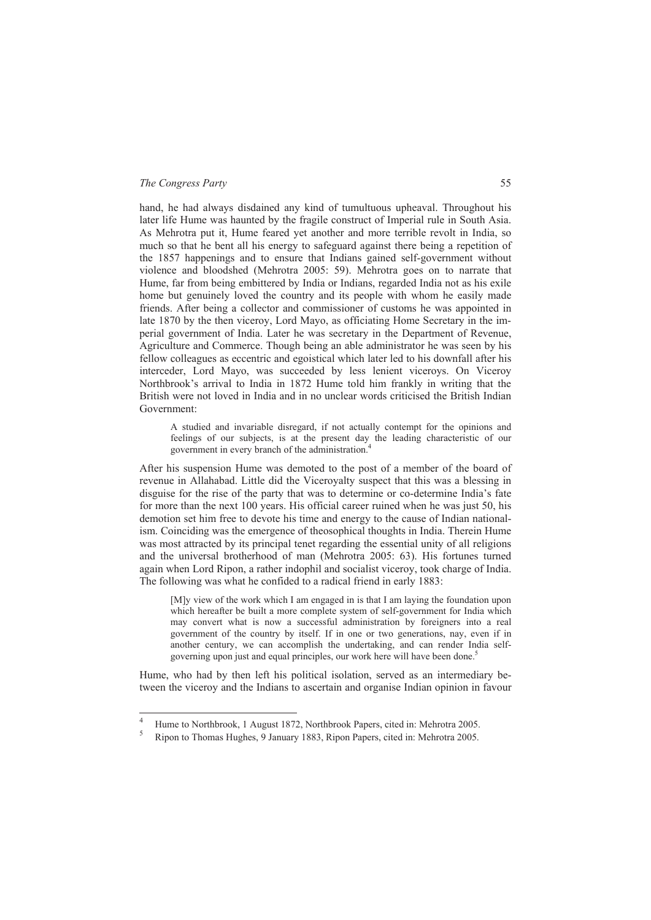hand, he had always disdained any kind of tumultuous upheaval. Throughout his later life Hume was haunted by the fragile construct of Imperial rule in South Asia. As Mehrotra put it, Hume feared yet another and more terrible revolt in India, so much so that he bent all his energy to safeguard against there being a repetition of the 1857 happenings and to ensure that Indians gained self-government without violence and bloodshed (Mehrotra 2005: 59). Mehrotra goes on to narrate that Hume, far from being embittered by India or Indians, regarded India not as his exile home but genuinely loved the country and its people with whom he easily made friends. After being a collector and commissioner of customs he was appointed in late 1870 by the then viceroy, Lord Mayo, as officiating Home Secretary in the imperial government of India. Later he was secretary in the Department of Revenue, Agriculture and Commerce. Though being an able administrator he was seen by his fellow colleagues as eccentric and egoistical which later led to his downfall after his interceder, Lord Mayo, was succeeded by less lenient viceroys. On Viceroy Northbrook's arrival to India in 1872 Hume told him frankly in writing that the British were not loved in India and in no unclear words criticised the British Indian Government:

> A studied and invariable disregard, if not actually contempt for the opinions and feelings of our subjects, is at the present day the leading characteristic of our government in every branch of the administration.[4]

After his suspension Hume was demoted to the post of a member of the board of revenue in Allahabad. Little did the Viceroyalty suspect that this was a blessing in disguise for the rise of the party that was to determine or co-determine India's fate for more than the next 100 years. His official career ruined when he was just 50, his demotion set him free to devote his time and energy to the cause of Indian nationalism. Coinciding was the emergence of theosophical thoughts in India. Therein Hume was most attracted by its principal tenet regarding the essential unity of all religions and the universal brotherhood of man (Mehrotra 2005: 63). His fortunes turned again when Lord Ripon, a rather indophil and socialist viceroy, took charge of India. The following was what he confided to a radical friend in early 1883:

> [M]y view of the work which I am engaged in is that I am laying the foundation upon which hereafter be built a more complete system of self-government for India which may convert what is now a successful administration by foreigners into a real government of the country by itself. If in one or two generations, nay, even if in another century, we can accomplish the undertaking, and can render India self-governing upon just and equal principles, our work here will have been done.[5]

Hume, who had by then left his political isolation, served as an intermediary between the viceroy and the Indians to ascertain and organise Indian opinion in favour

---

[4] Hume to Northbrook, 1 August 1872, Northbrook Papers, cited in: Mehrotra 2005.

[5] Ripon to Thomas Hughes, 9 January 1883, Ripon Papers, cited in: Mehrotra 2005.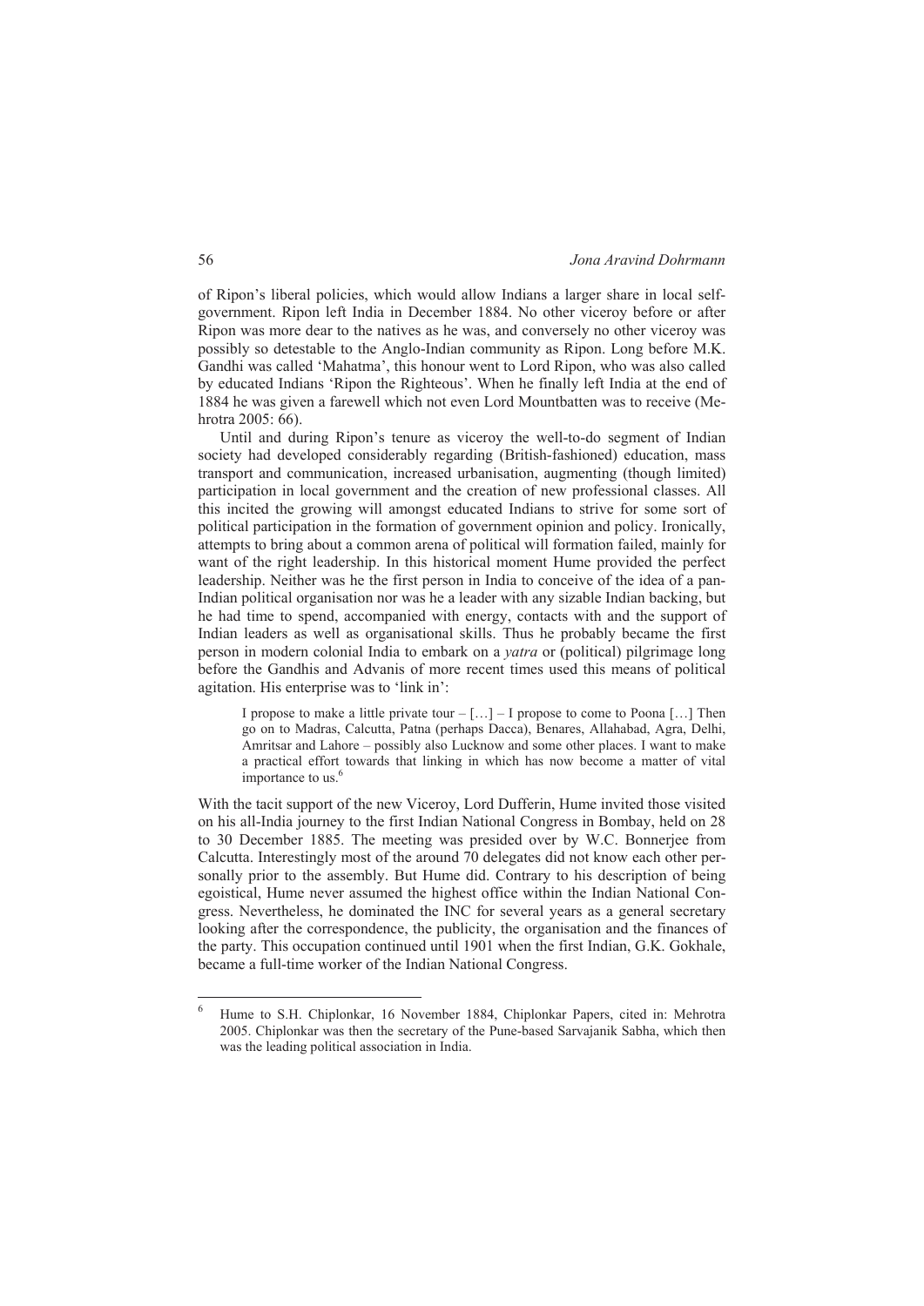of Ripon's liberal policies, which would allow Indians a larger share in local self-government. Ripon left India in December 1884. No other viceroy before or after Ripon was more dear to the natives as he was, and conversely no other viceroy was possibly so detestable to the Anglo-Indian community as Ripon. Long before M.K. Gandhi was called 'Mahatma', this honour went to Lord Ripon, who was also called by educated Indians 'Ripon the Righteous'. When he finally left India at the end of 1884 he was given a farewell which not even Lord Mountbatten was to receive (Mehrotra 2005: 66).

Until and during Ripon's tenure as viceroy the well-to-do segment of Indian society had developed considerably regarding (British-fashioned) education, mass transport and communication, increased urbanisation, augmenting (though limited) participation in local government and the creation of new professional classes. All this incited the growing will amongst educated Indians to strive for some sort of political participation in the formation of government opinion and policy. Ironically, attempts to bring about a common arena of political will formation failed, mainly for want of the right leadership. In this historical moment Hume provided the perfect leadership. Neither was he the first person in India to conceive of the idea of a pan-Indian political organisation nor was he a leader with any sizable Indian backing, but he had time to spend, accompanied with energy, contacts with and the support of Indian leaders as well as organisational skills. Thus he probably became the first person in modern colonial India to embark on a *yatra* or (political) pilgrimage long before the Gandhis and Advanis of more recent times used this means of political agitation. His enterprise was to 'link in':

> I propose to make a little private tour – […] – I propose to come to Poona […] Then go on to Madras, Calcutta, Patna (perhaps Dacca), Benares, Allahabad, Agra, Delhi, Amritsar and Lahore – possibly also Lucknow and some other places. I want to make a practical effort towards that linking in which has now become a matter of vital importance to us.[6]

With the tacit support of the new Viceroy, Lord Dufferin, Hume invited those visited on his all-India journey to the first Indian National Congress in Bombay, held on 28 to 30 December 1885. The meeting was presided over by W.C. Bonnerjee from Calcutta. Interestingly most of the around 70 delegates did not know each other personally prior to the assembly. But Hume did. Contrary to his description of being egoistical, Hume never assumed the highest office within the Indian National Congress. Nevertheless, he dominated the INC for several years as a general secretary looking after the correspondence, the publicity, the organisation and the finances of the party. This occupation continued until 1901 when the first Indian, G.K. Gokhale, became a full-time worker of the Indian National Congress.

---

[6] Hume to S.H. Chiplonkar, 16 November 1884, Chiplonkar Papers, cited in: Mehrotra 2005. Chiplonkar was then the secretary of the Pune-based Sarvajanik Sabha, which then was the leading political association in India.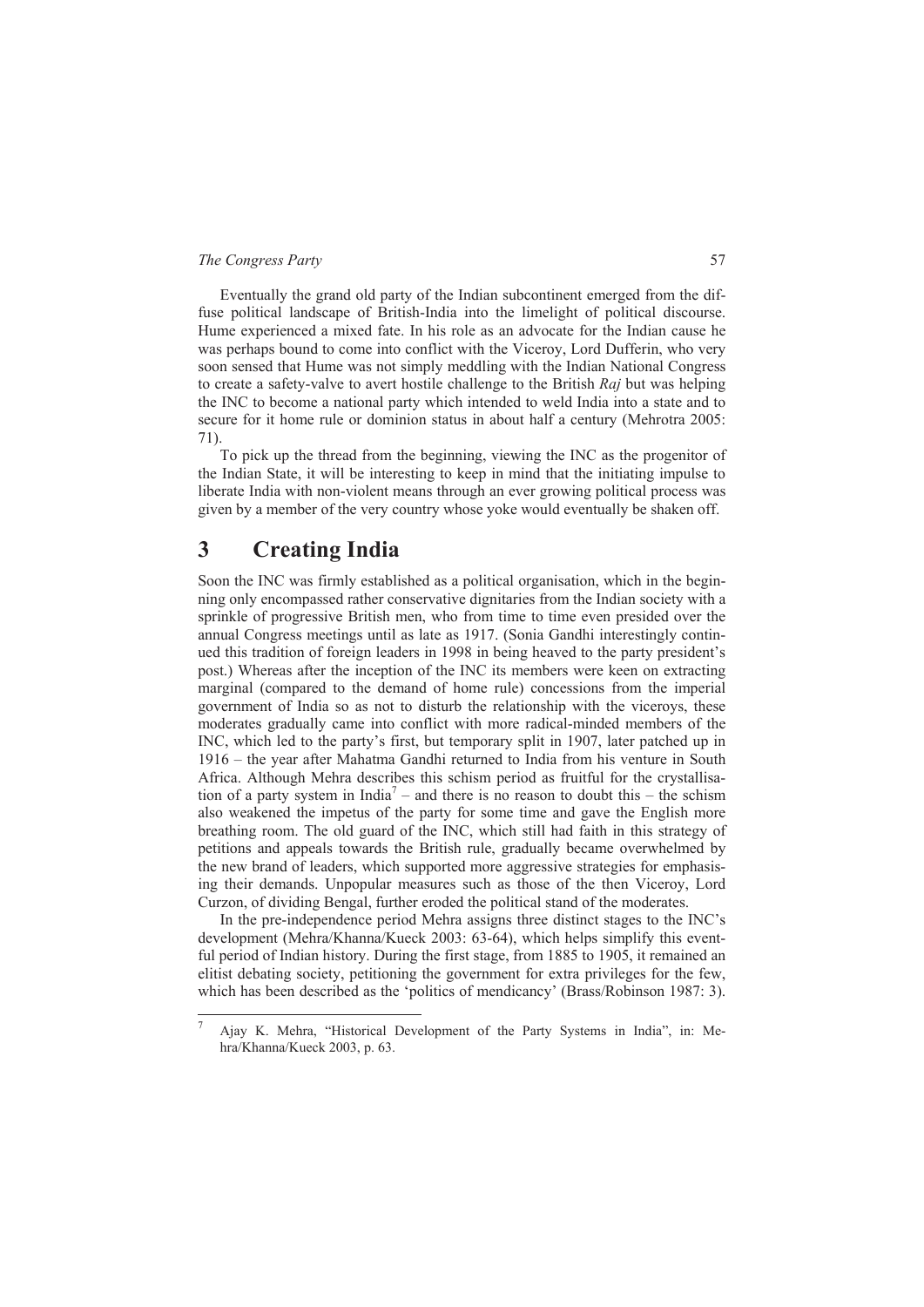Eventually the grand old party of the Indian subcontinent emerged from the diffuse political landscape of British-India into the limelight of political discourse. Hume experienced a mixed fate. In his role as an advocate for the Indian cause he was perhaps bound to come into conflict with the Viceroy, Lord Dufferin, who very soon sensed that Hume was not simply meddling with the Indian National Congress to create a safety-valve to avert hostile challenge to the British *Raj* but was helping the INC to become a national party which intended to weld India into a state and to secure for it home rule or dominion status in about half a century (Mehrotra 2005: 71).

To pick up the thread from the beginning, viewing the INC as the progenitor of the Indian State, it will be interesting to keep in mind that the initiating impulse to liberate India with non-violent means through an ever growing political process was given by a member of the very country whose yoke would eventually be shaken off.

# 3 Creating India

Soon the INC was firmly established as a political organisation, which in the beginning only encompassed rather conservative dignitaries from the Indian society with a sprinkle of progressive British men, who from time to time even presided over the annual Congress meetings until as late as 1917. (Sonia Gandhi interestingly continued this tradition of foreign leaders in 1998 in being heaved to the party president's post.) Whereas after the inception of the INC its members were keen on extracting marginal (compared to the demand of home rule) concessions from the imperial government of India so as not to disturb the relationship with the viceroys, these moderates gradually came into conflict with more radical-minded members of the INC, which led to the party's first, but temporary split in 1907, later patched up in 1916 – the year after Mahatma Gandhi returned to India from his venture in South Africa. Although Mehra describes this schism period as fruitful for the crystallisation of a party system in India[7] – and there is no reason to doubt this – the schism also weakened the impetus of the party for some time and gave the English more breathing room. The old guard of the INC, which still had faith in this strategy of petitions and appeals towards the British rule, gradually became overwhelmed by the new brand of leaders, which supported more aggressive strategies for emphasising their demands. Unpopular measures such as those of the then Viceroy, Lord Curzon, of dividing Bengal, further eroded the political stand of the moderates.

In the pre-independence period Mehra assigns three distinct stages to the INC's development (Mehra/Khanna/Kueck 2003: 63-64), which helps simplify this eventful period of Indian history. During the first stage, from 1885 to 1905, it remained an elitist debating society, petitioning the government for extra privileges for the few, which has been described as the 'politics of mendicancy' (Brass/Robinson 1987: 3).

[7] Ajay K. Mehra, "Historical Development of the Party Systems in India", in: Mehra/Khanna/Kueck 2003, p. 63.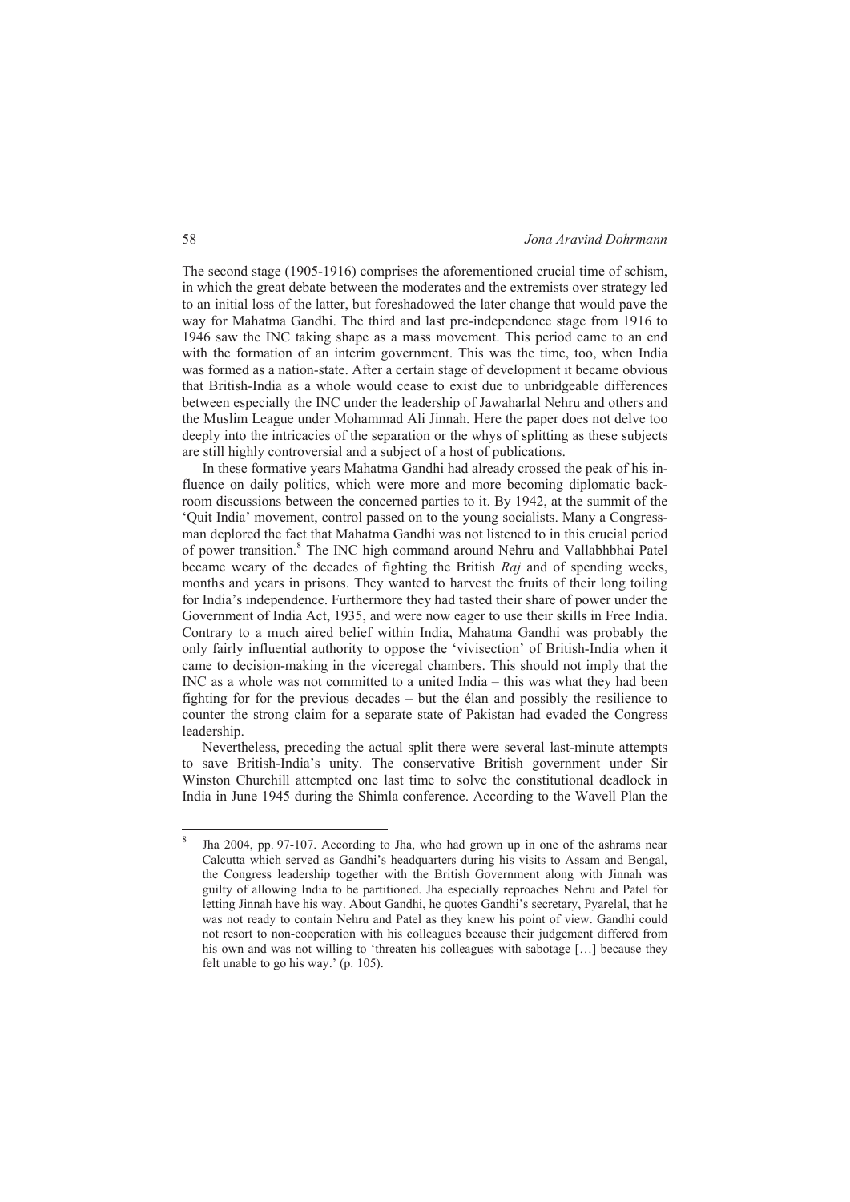The second stage (1905-1916) comprises the aforementioned crucial time of schism, in which the great debate between the moderates and the extremists over strategy led to an initial loss of the latter, but foreshadowed the later change that would pave the way for Mahatma Gandhi. The third and last pre-independence stage from 1916 to 1946 saw the INC taking shape as a mass movement. This period came to an end with the formation of an interim government. This was the time, too, when India was formed as a nation-state. After a certain stage of development it became obvious that British-India as a whole would cease to exist due to unbridgeable differences between especially the INC under the leadership of Jawaharlal Nehru and others and the Muslim League under Mohammad Ali Jinnah. Here the paper does not delve too deeply into the intricacies of the separation or the whys of splitting as these subjects are still highly controversial and a subject of a host of publications.

In these formative years Mahatma Gandhi had already crossed the peak of his influence on daily politics, which were more and more becoming diplomatic backroom discussions between the concerned parties to it. By 1942, at the summit of the 'Quit India' movement, control passed on to the young socialists. Many a Congressman deplored the fact that Mahatma Gandhi was not listened to in this crucial period of power transition.[8] The INC high command around Nehru and Vallabhbhai Patel became weary of the decades of fighting the British *Raj* and of spending weeks, months and years in prisons. They wanted to harvest the fruits of their long toiling for India's independence. Furthermore they had tasted their share of power under the Government of India Act, 1935, and were now eager to use their skills in Free India. Contrary to a much aired belief within India, Mahatma Gandhi was probably the only fairly influential authority to oppose the 'vivisection' of British-India when it came to decision-making in the viceregal chambers. This should not imply that the INC as a whole was not committed to a united India – this was what they had been fighting for for the previous decades – but the élan and possibly the resilience to counter the strong claim for a separate state of Pakistan had evaded the Congress leadership.

Nevertheless, preceding the actual split there were several last-minute attempts to save British-India's unity. The conservative British government under Sir Winston Churchill attempted one last time to solve the constitutional deadlock in India in June 1945 during the Shimla conference. According to the Wavell Plan the

[8] Jha 2004, pp. 97-107. According to Jha, who had grown up in one of the ashrams near Calcutta which served as Gandhi's headquarters during his visits to Assam and Bengal, the Congress leadership together with the British Government along with Jinnah was guilty of allowing India to be partitioned. Jha especially reproaches Nehru and Patel for letting Jinnah have his way. About Gandhi, he quotes Gandhi's secretary, Pyarelal, that he was not ready to contain Nehru and Patel as they knew his point of view. Gandhi could not resort to non-cooperation with his colleagues because their judgement differed from his own and was not willing to 'threaten his colleagues with sabotage […] because they felt unable to go his way.' (p. 105).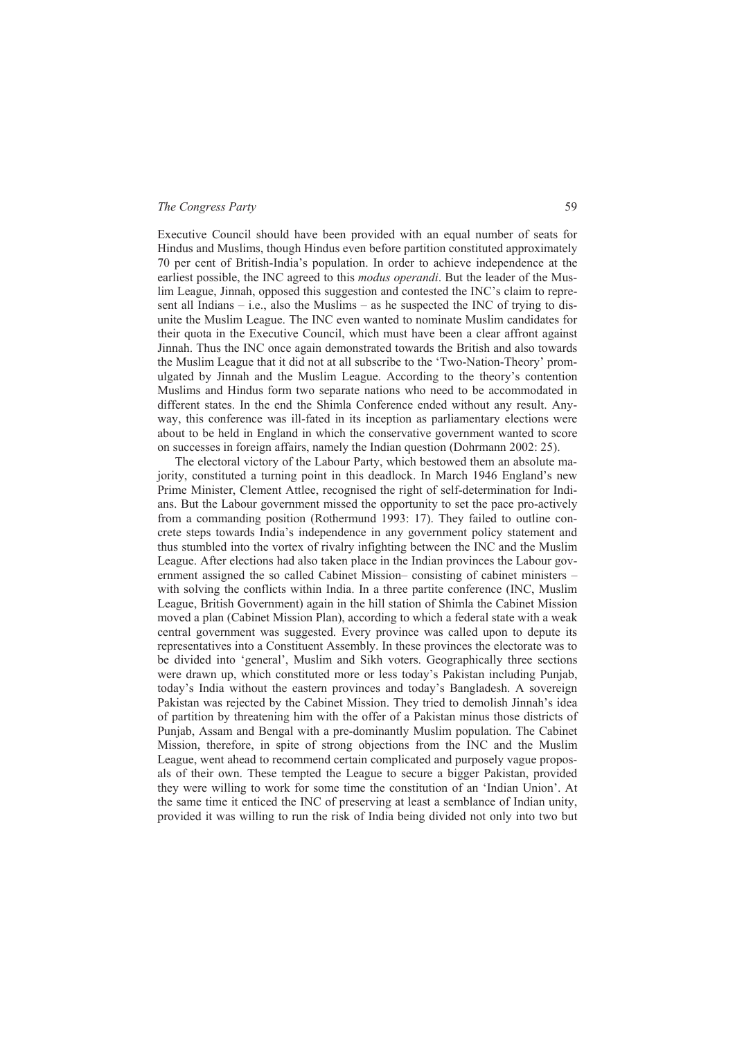Executive Council should have been provided with an equal number of seats for Hindus and Muslims, though Hindus even before partition constituted approximately 70 per cent of British-India's population. In order to achieve independence at the earliest possible, the INC agreed to this *modus operandi*. But the leader of the Muslim League, Jinnah, opposed this suggestion and contested the INC's claim to represent all Indians – i.e., also the Muslims – as he suspected the INC of trying to disunite the Muslim League. The INC even wanted to nominate Muslim candidates for their quota in the Executive Council, which must have been a clear affront against Jinnah. Thus the INC once again demonstrated towards the British and also towards the Muslim League that it did not at all subscribe to the 'Two-Nation-Theory' promulgated by Jinnah and the Muslim League. According to the theory's contention Muslims and Hindus form two separate nations who need to be accommodated in different states. In the end the Shimla Conference ended without any result. Anyway, this conference was ill-fated in its inception as parliamentary elections were about to be held in England in which the conservative government wanted to score on successes in foreign affairs, namely the Indian question (Dohrmann 2002: 25).

The electoral victory of the Labour Party, which bestowed them an absolute majority, constituted a turning point in this deadlock. In March 1946 England's new Prime Minister, Clement Attlee, recognised the right of self-determination for Indians. But the Labour government missed the opportunity to set the pace pro-actively from a commanding position (Rothermund 1993: 17). They failed to outline concrete steps towards India's independence in any government policy statement and thus stumbled into the vortex of rivalry infighting between the INC and the Muslim League. After elections had also taken place in the Indian provinces the Labour government assigned the so called Cabinet Mission– consisting of cabinet ministers – with solving the conflicts within India. In a three partite conference (INC, Muslim League, British Government) again in the hill station of Shimla the Cabinet Mission moved a plan (Cabinet Mission Plan), according to which a federal state with a weak central government was suggested. Every province was called upon to depute its representatives into a Constituent Assembly. In these provinces the electorate was to be divided into 'general', Muslim and Sikh voters. Geographically three sections were drawn up, which constituted more or less today's Pakistan including Punjab, today's India without the eastern provinces and today's Bangladesh. A sovereign Pakistan was rejected by the Cabinet Mission. They tried to demolish Jinnah's idea of partition by threatening him with the offer of a Pakistan minus those districts of Punjab, Assam and Bengal with a pre-dominantly Muslim population. The Cabinet Mission, therefore, in spite of strong objections from the INC and the Muslim League, went ahead to recommend certain complicated and purposely vague proposals of their own. These tempted the League to secure a bigger Pakistan, provided they were willing to work for some time the constitution of an 'Indian Union'. At the same time it enticed the INC of preserving at least a semblance of Indian unity, provided it was willing to run the risk of India being divided not only into two but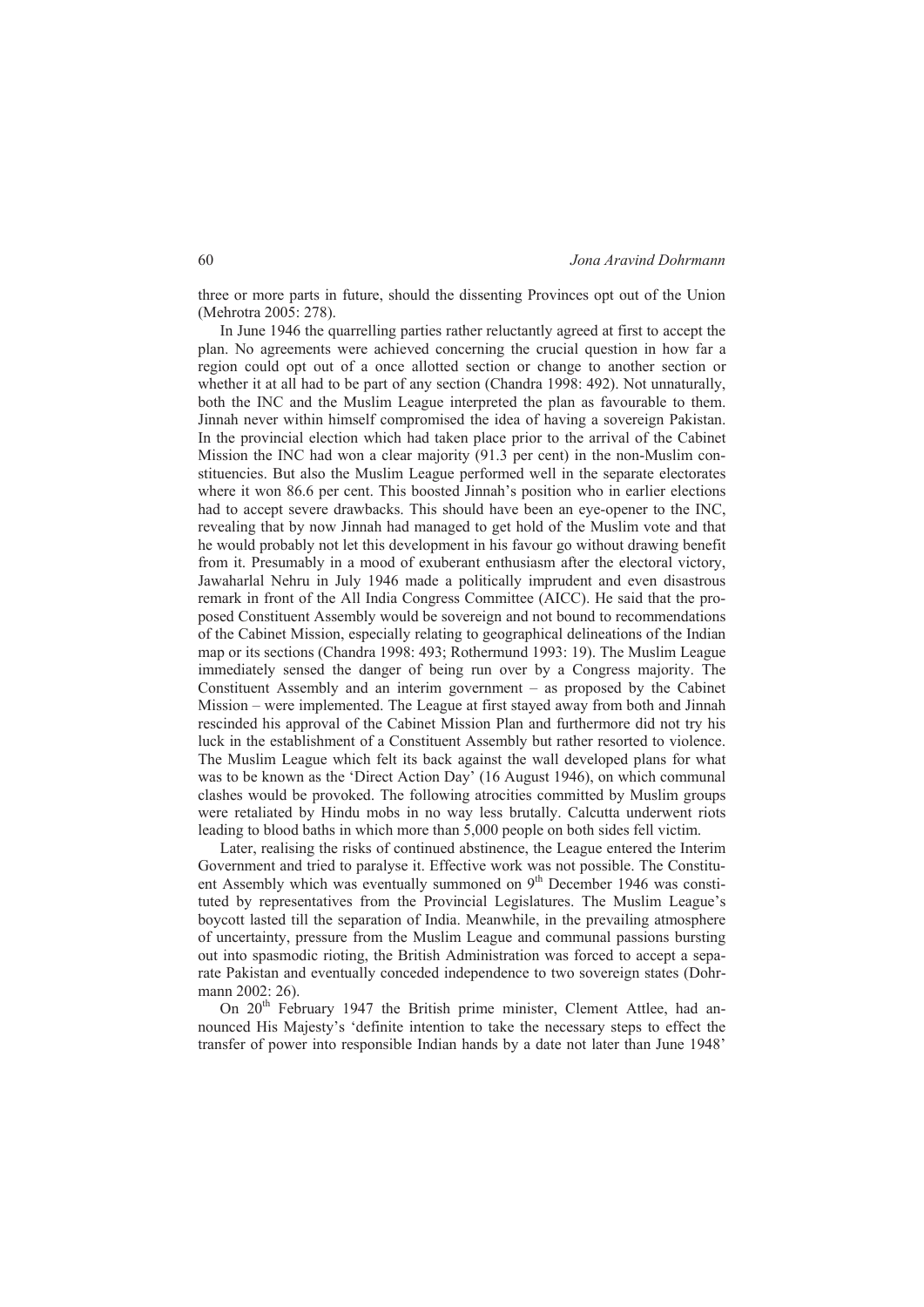three or more parts in future, should the dissenting Provinces opt out of the Union (Mehrotra 2005: 278).

In June 1946 the quarrelling parties rather reluctantly agreed at first to accept the plan. No agreements were achieved concerning the crucial question in how far a region could opt out of a once allotted section or change to another section or whether it at all had to be part of any section (Chandra 1998: 492). Not unnaturally, both the INC and the Muslim League interpreted the plan as favourable to them. Jinnah never within himself compromised the idea of having a sovereign Pakistan. In the provincial election which had taken place prior to the arrival of the Cabinet Mission the INC had won a clear majority (91.3 per cent) in the non-Muslim constituencies. But also the Muslim League performed well in the separate electorates where it won 86.6 per cent. This boosted Jinnah's position who in earlier elections had to accept severe drawbacks. This should have been an eye-opener to the INC, revealing that by now Jinnah had managed to get hold of the Muslim vote and that he would probably not let this development in his favour go without drawing benefit from it. Presumably in a mood of exuberant enthusiasm after the electoral victory, Jawaharlal Nehru in July 1946 made a politically imprudent and even disastrous remark in front of the All India Congress Committee (AICC). He said that the proposed Constituent Assembly would be sovereign and not bound to recommendations of the Cabinet Mission, especially relating to geographical delineations of the Indian map or its sections (Chandra 1998: 493; Rothermund 1993: 19). The Muslim League immediately sensed the danger of being run over by a Congress majority. The Constituent Assembly and an interim government – as proposed by the Cabinet Mission – were implemented. The League at first stayed away from both and Jinnah rescinded his approval of the Cabinet Mission Plan and furthermore did not try his luck in the establishment of a Constituent Assembly but rather resorted to violence. The Muslim League which felt its back against the wall developed plans for what was to be known as the 'Direct Action Day' (16 August 1946), on which communal clashes would be provoked. The following atrocities committed by Muslim groups were retaliated by Hindu mobs in no way less brutally. Calcutta underwent riots leading to blood baths in which more than 5,000 people on both sides fell victim.

Later, realising the risks of continued abstinence, the League entered the Interim Government and tried to paralyse it. Effective work was not possible. The Constituent Assembly which was eventually summoned on 9th December 1946 was constituted by representatives from the Provincial Legislatures. The Muslim League's boycott lasted till the separation of India. Meanwhile, in the prevailing atmosphere of uncertainty, pressure from the Muslim League and communal passions bursting out into spasmodic rioting, the British Administration was forced to accept a separate Pakistan and eventually conceded independence to two sovereign states (Dohrmann 2002: 26).

On 20th February 1947 the British prime minister, Clement Attlee, had announced His Majesty's 'definite intention to take the necessary steps to effect the transfer of power into responsible Indian hands by a date not later than June 1948'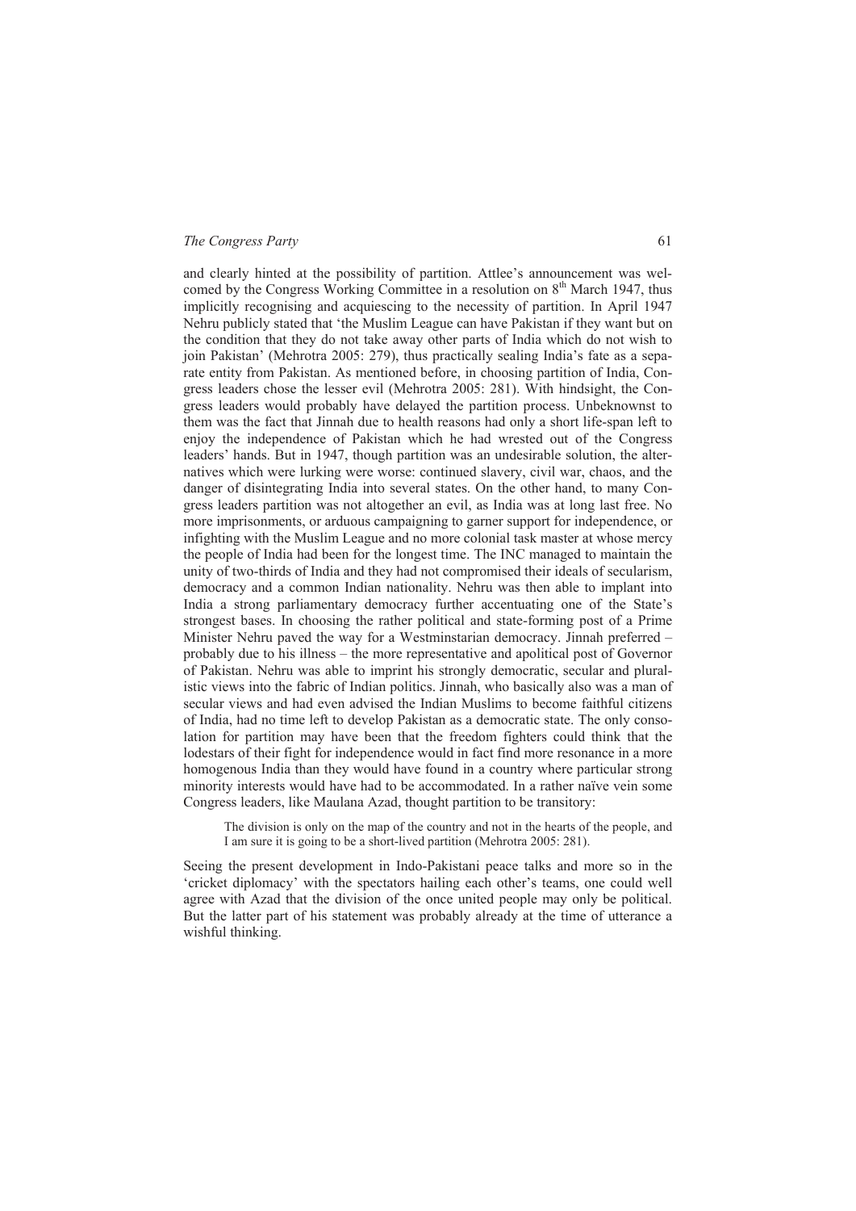and clearly hinted at the possibility of partition. Attlee's announcement was welcomed by the Congress Working Committee in a resolution on 8th March 1947, thus implicitly recognising and acquiescing to the necessity of partition. In April 1947 Nehru publicly stated that 'the Muslim League can have Pakistan if they want but on the condition that they do not take away other parts of India which do not wish to join Pakistan' (Mehrotra 2005: 279), thus practically sealing India's fate as a separate entity from Pakistan. As mentioned before, in choosing partition of India, Congress leaders chose the lesser evil (Mehrotra 2005: 281). With hindsight, the Congress leaders would probably have delayed the partition process. Unbeknownst to them was the fact that Jinnah due to health reasons had only a short life-span left to enjoy the independence of Pakistan which he had wrested out of the Congress leaders' hands. But in 1947, though partition was an undesirable solution, the alternatives which were lurking were worse: continued slavery, civil war, chaos, and the danger of disintegrating India into several states. On the other hand, to many Congress leaders partition was not altogether an evil, as India was at long last free. No more imprisonments, or arduous campaigning to garner support for independence, or infighting with the Muslim League and no more colonial task master at whose mercy the people of India had been for the longest time. The INC managed to maintain the unity of two-thirds of India and they had not compromised their ideals of secularism, democracy and a common Indian nationality. Nehru was then able to implant into India a strong parliamentary democracy further accentuating one of the State's strongest bases. In choosing the rather political and state-forming post of a Prime Minister Nehru paved the way for a Westminstarian democracy. Jinnah preferred – probably due to his illness – the more representative and apolitical post of Governor of Pakistan. Nehru was able to imprint his strongly democratic, secular and pluralistic views into the fabric of Indian politics. Jinnah, who basically also was a man of secular views and had even advised the Indian Muslims to become faithful citizens of India, had no time left to develop Pakistan as a democratic state. The only consolation for partition may have been that the freedom fighters could think that the lodestars of their fight for independence would in fact find more resonance in a more homogenous India than they would have found in a country where particular strong minority interests would have had to be accommodated. In a rather naïve vein some Congress leaders, like Maulana Azad, thought partition to be transitory:

> The division is only on the map of the country and not in the hearts of the people, and I am sure it is going to be a short-lived partition (Mehrotra 2005: 281).

Seeing the present development in Indo-Pakistani peace talks and more so in the 'cricket diplomacy' with the spectators hailing each other's teams, one could well agree with Azad that the division of the once united people may only be political. But the latter part of his statement was probably already at the time of utterance a wishful thinking.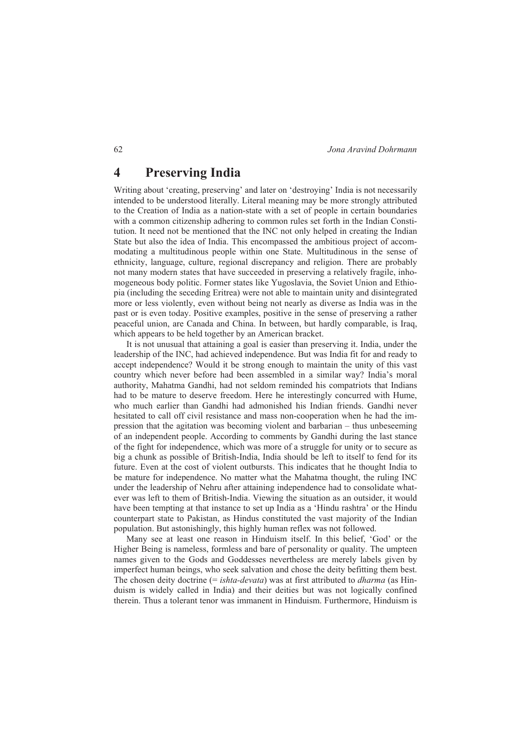# 4 Preserving India

Writing about 'creating, preserving' and later on 'destroying' India is not necessarily intended to be understood literally. Literal meaning may be more strongly attributed to the Creation of India as a nation-state with a set of people in certain boundaries with a common citizenship adhering to common rules set forth in the Indian Constitution. It need not be mentioned that the INC not only helped in creating the Indian State but also the idea of India. This encompassed the ambitious project of accommodating a multitudinous people within one State. Multitudinous in the sense of ethnicity, language, culture, regional discrepancy and religion. There are probably not many modern states that have succeeded in preserving a relatively fragile, inhomogeneous body politic. Former states like Yugoslavia, the Soviet Union and Ethiopia (including the seceding Eritrea) were not able to maintain unity and disintegrated more or less violently, even without being not nearly as diverse as India was in the past or is even today. Positive examples, positive in the sense of preserving a rather peaceful union, are Canada and China. In between, but hardly comparable, is Iraq, which appears to be held together by an American bracket.

It is not unusual that attaining a goal is easier than preserving it. India, under the leadership of the INC, had achieved independence. But was India fit for and ready to accept independence? Would it be strong enough to maintain the unity of this vast country which never before had been assembled in a similar way? India's moral authority, Mahatma Gandhi, had not seldom reminded his compatriots that Indians had to be mature to deserve freedom. Here he interestingly concurred with Hume, who much earlier than Gandhi had admonished his Indian friends. Gandhi never hesitated to call off civil resistance and mass non-cooperation when he had the impression that the agitation was becoming violent and barbarian – thus unbeseeming of an independent people. According to comments by Gandhi during the last stance of the fight for independence, which was more of a struggle for unity or to secure as big a chunk as possible of British-India, India should be left to itself to fend for its future. Even at the cost of violent outbursts. This indicates that he thought India to be mature for independence. No matter what the Mahatma thought, the ruling INC under the leadership of Nehru after attaining independence had to consolidate whatever was left to them of British-India. Viewing the situation as an outsider, it would have been tempting at that instance to set up India as a 'Hindu rashtra' or the Hindu counterpart state to Pakistan, as Hindus constituted the vast majority of the Indian population. But astonishingly, this highly human reflex was not followed.

Many see at least one reason in Hinduism itself. In this belief, 'God' or the Higher Being is nameless, formless and bare of personality or quality. The umpteen names given to the Gods and Goddesses nevertheless are merely labels given by imperfect human beings, who seek salvation and chose the deity befitting them best. The chosen deity doctrine (= *ishta-devata*) was at first attributed to *dharma* (as Hinduism is widely called in India) and their deities but was not logically confined therein. Thus a tolerant tenor was immanent in Hinduism. Furthermore, Hinduism is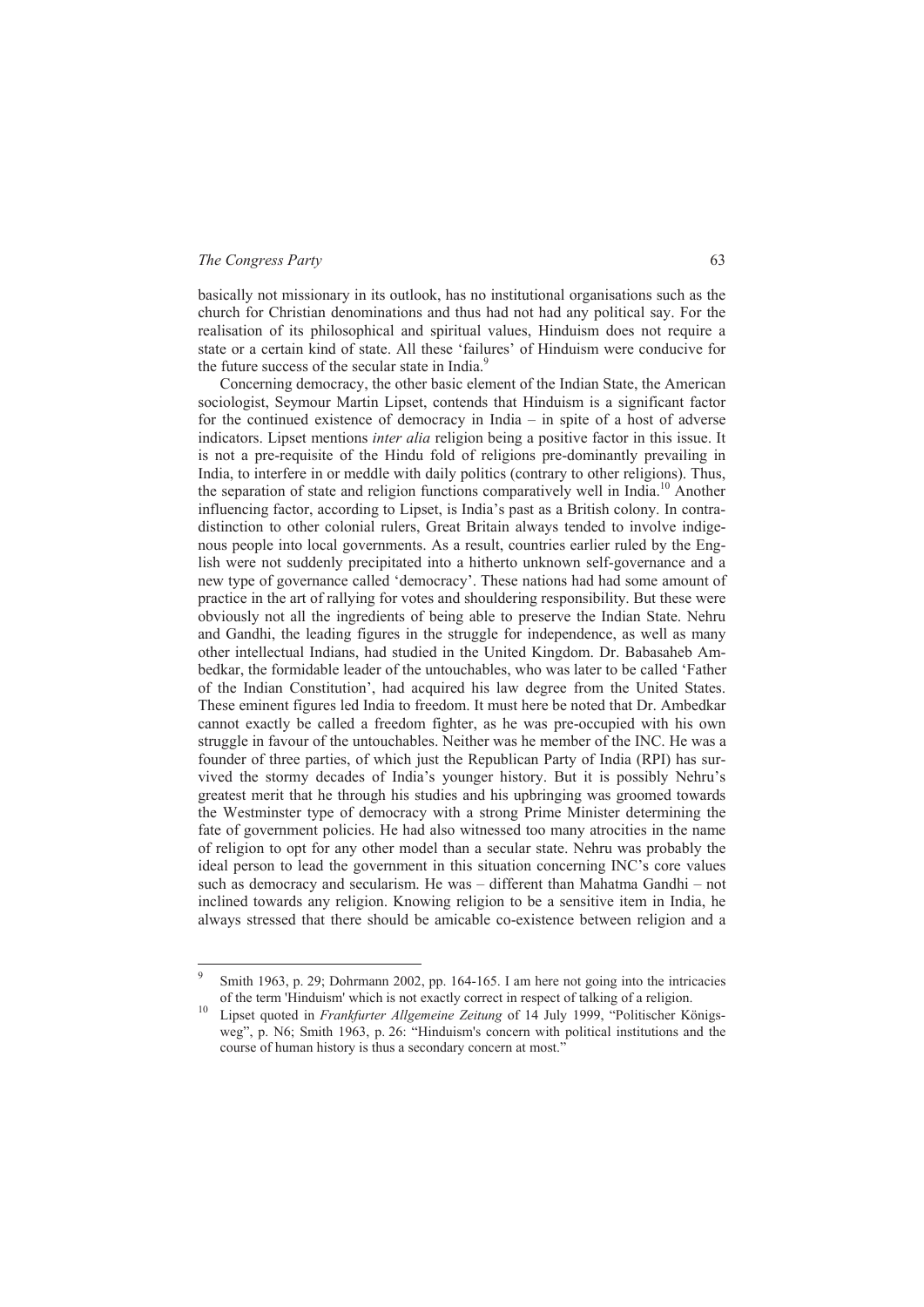basically not missionary in its outlook, has no institutional organisations such as the church for Christian denominations and thus had not had any political say. For the realisation of its philosophical and spiritual values, Hinduism does not require a state or a certain kind of state. All these 'failures' of Hinduism were conducive for the future success of the secular state in India.[9]

Concerning democracy, the other basic element of the Indian State, the American sociologist, Seymour Martin Lipset, contends that Hinduism is a significant factor for the continued existence of democracy in India – in spite of a host of adverse indicators. Lipset mentions *inter alia* religion being a positive factor in this issue. It is not a pre-requisite of the Hindu fold of religions pre-dominantly prevailing in India, to interfere in or meddle with daily politics (contrary to other religions). Thus, the separation of state and religion functions comparatively well in India.[10] Another influencing factor, according to Lipset, is India's past as a British colony. In contradistinction to other colonial rulers, Great Britain always tended to involve indigenous people into local governments. As a result, countries earlier ruled by the English were not suddenly precipitated into a hitherto unknown self-governance and a new type of governance called 'democracy'. These nations had had some amount of practice in the art of rallying for votes and shouldering responsibility. But these were obviously not all the ingredients of being able to preserve the Indian State. Nehru and Gandhi, the leading figures in the struggle for independence, as well as many other intellectual Indians, had studied in the United Kingdom. Dr. Babasaheb Ambedkar, the formidable leader of the untouchables, who was later to be called 'Father of the Indian Constitution', had acquired his law degree from the United States. These eminent figures led India to freedom. It must here be noted that Dr. Ambedkar cannot exactly be called a freedom fighter, as he was pre-occupied with his own struggle in favour of the untouchables. Neither was he member of the INC. He was a founder of three parties, of which just the Republican Party of India (RPI) has survived the stormy decades of India's younger history. But it is possibly Nehru's greatest merit that he through his studies and his upbringing was groomed towards the Westminster type of democracy with a strong Prime Minister determining the fate of government policies. He had also witnessed too many atrocities in the name of religion to opt for any other model than a secular state. Nehru was probably the ideal person to lead the government in this situation concerning INC's core values such as democracy and secularism. He was – different than Mahatma Gandhi – not inclined towards any religion. Knowing religion to be a sensitive item in India, he always stressed that there should be amicable co-existence between religion and a

---

[9] Smith 1963, p. 29; Dohrmann 2002, pp. 164-165. I am here not going into the intricacies of the term 'Hinduism' which is not exactly correct in respect of talking of a religion.

[10] Lipset quoted in *Frankfurter Allgemeine Zeitung* of 14 July 1999, "Politischer Königsweg", p. N6; Smith 1963, p. 26: "Hinduism's concern with political institutions and the course of human history is thus a secondary concern at most."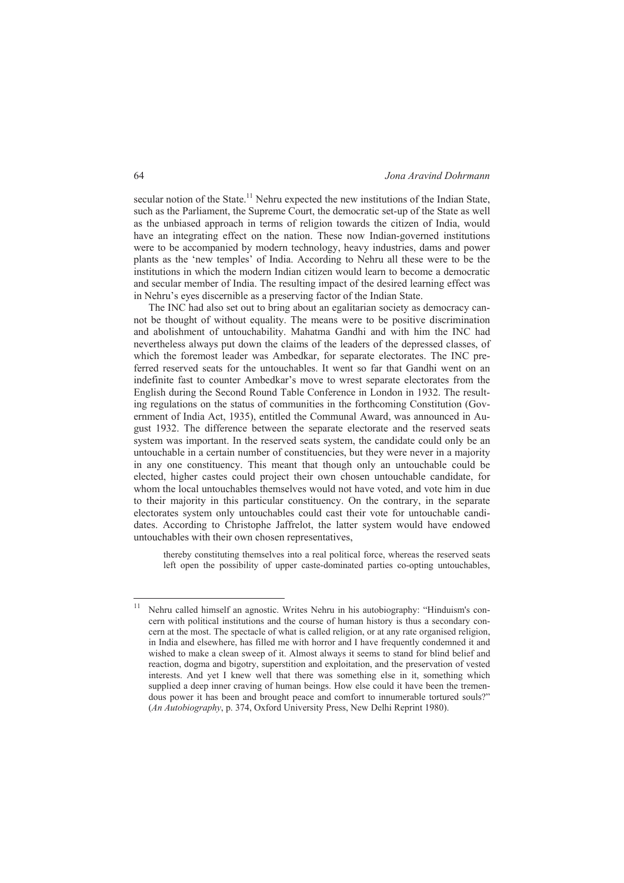secular notion of the State.[11] Nehru expected the new institutions of the Indian State, such as the Parliament, the Supreme Court, the democratic set-up of the State as well as the unbiased approach in terms of religion towards the citizen of India, would have an integrating effect on the nation. These now Indian-governed institutions were to be accompanied by modern technology, heavy industries, dams and power plants as the 'new temples' of India. According to Nehru all these were to be the institutions in which the modern Indian citizen would learn to become a democratic and secular member of India. The resulting impact of the desired learning effect was in Nehru's eyes discernible as a preserving factor of the Indian State.

The INC had also set out to bring about an egalitarian society as democracy cannot be thought of without equality. The means were to be positive discrimination and abolishment of untouchability. Mahatma Gandhi and with him the INC had nevertheless always put down the claims of the leaders of the depressed classes, of which the foremost leader was Ambedkar, for separate electorates. The INC preferred reserved seats for the untouchables. It went so far that Gandhi went on an indefinite fast to counter Ambedkar's move to wrest separate electorates from the English during the Second Round Table Conference in London in 1932. The resulting regulations on the status of communities in the forthcoming Constitution (Government of India Act, 1935), entitled the Communal Award, was announced in August 1932. The difference between the separate electorate and the reserved seats system was important. In the reserved seats system, the candidate could only be an untouchable in a certain number of constituencies, but they were never in a majority in any one constituency. This meant that though only an untouchable could be elected, higher castes could project their own chosen untouchable candidate, for whom the local untouchables themselves would not have voted, and vote him in due to their majority in this particular constituency. On the contrary, in the separate electorates system only untouchables could cast their vote for untouchable candidates. According to Christophe Jaffrelot, the latter system would have endowed untouchables with their own chosen representatives,

> thereby constituting themselves into a real political force, whereas the reserved seats left open the possibility of upper caste-dominated parties co-opting untouchables,

---

[11] Nehru called himself an agnostic. Writes Nehru in his autobiography: "Hinduism's concern with political institutions and the course of human history is thus a secondary concern at the most. The spectacle of what is called religion, or at any rate organised religion, in India and elsewhere, has filled me with horror and I have frequently condemned it and wished to make a clean sweep of it. Almost always it seems to stand for blind belief and reaction, dogma and bigotry, superstition and exploitation, and the preservation of vested interests. And yet I knew well that there was something else in it, something which supplied a deep inner craving of human beings. How else could it have been the tremendous power it has been and brought peace and comfort to innumerable tortured souls?" (*An Autobiography*, p. 374, Oxford University Press, New Delhi Reprint 1980).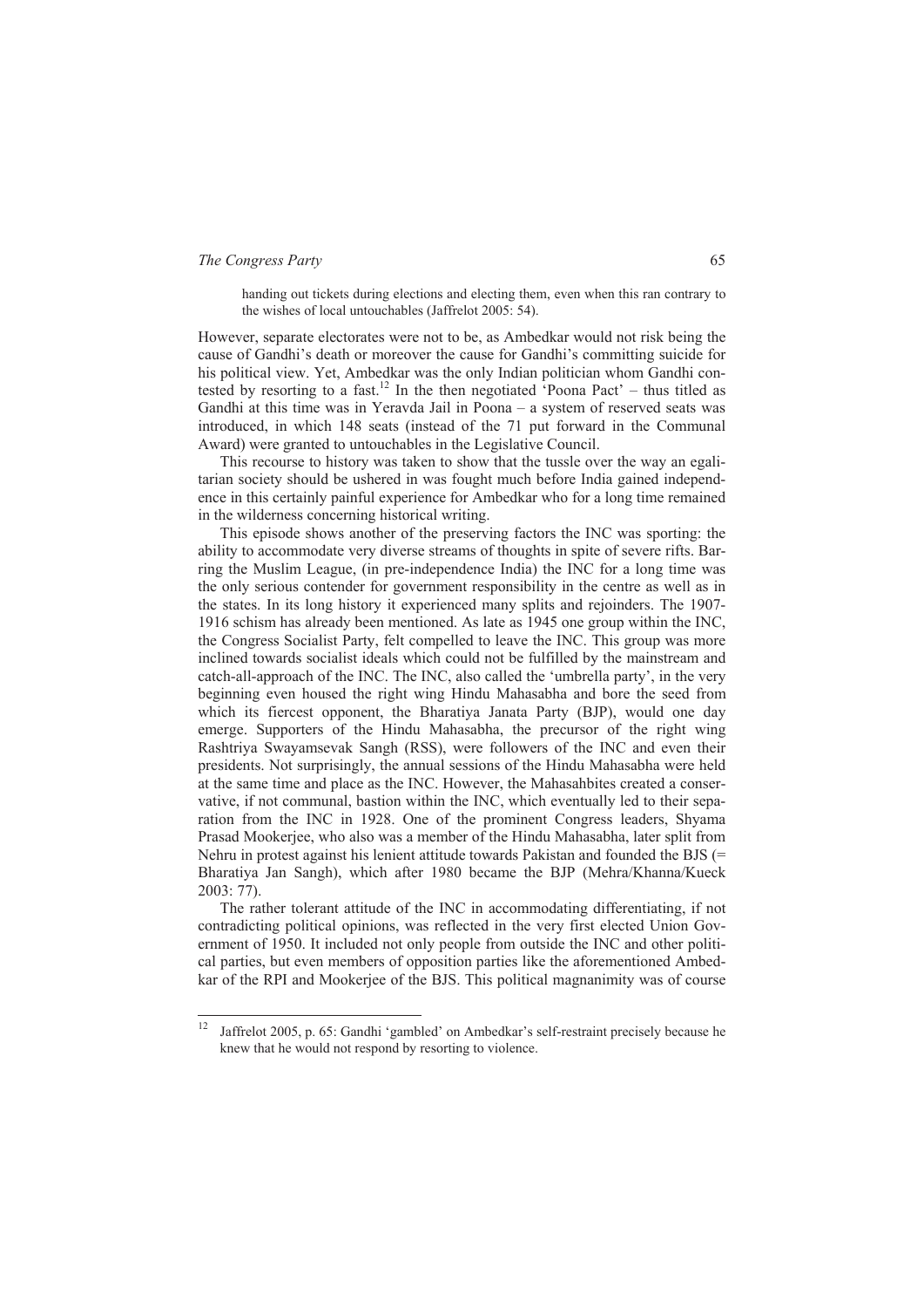> handing out tickets during elections and electing them, even when this ran contrary to the wishes of local untouchables (Jaffrelot 2005: 54).

However, separate electorates were not to be, as Ambedkar would not risk being the cause of Gandhi's death or moreover the cause for Gandhi's committing suicide for his political view. Yet, Ambedkar was the only Indian politician whom Gandhi contested by resorting to a fast.[12] In the then negotiated 'Poona Pact' – thus titled as Gandhi at this time was in Yeravda Jail in Poona – a system of reserved seats was introduced, in which 148 seats (instead of the 71 put forward in the Communal Award) were granted to untouchables in the Legislative Council.

This recourse to history was taken to show that the tussle over the way an egalitarian society should be ushered in was fought much before India gained independence in this certainly painful experience for Ambedkar who for a long time remained in the wilderness concerning historical writing.

This episode shows another of the preserving factors the INC was sporting: the ability to accommodate very diverse streams of thoughts in spite of severe rifts. Barring the Muslim League, (in pre-independence India) the INC for a long time was the only serious contender for government responsibility in the centre as well as in the states. In its long history it experienced many splits and rejoinders. The 1907-1916 schism has already been mentioned. As late as 1945 one group within the INC, the Congress Socialist Party, felt compelled to leave the INC. This group was more inclined towards socialist ideals which could not be fulfilled by the mainstream and catch-all-approach of the INC. The INC, also called the 'umbrella party', in the very beginning even housed the right wing Hindu Mahasabha and bore the seed from which its fiercest opponent, the Bharatiya Janata Party (BJP), would one day emerge. Supporters of the Hindu Mahasabha, the precursor of the right wing Rashtriya Swayamsevak Sangh (RSS), were followers of the INC and even their presidents. Not surprisingly, the annual sessions of the Hindu Mahasabha were held at the same time and place as the INC. However, the Mahasahbites created a conservative, if not communal, bastion within the INC, which eventually led to their separation from the INC in 1928. One of the prominent Congress leaders, Shyama Prasad Mookerjee, who also was a member of the Hindu Mahasabha, later split from Nehru in protest against his lenient attitude towards Pakistan and founded the BJS (= Bharatiya Jan Sangh), which after 1980 became the BJP (Mehra/Khanna/Kueck 2003: 77).

The rather tolerant attitude of the INC in accommodating differentiating, if not contradicting political opinions, was reflected in the very first elected Union Government of 1950. It included not only people from outside the INC and other political parties, but even members of opposition parties like the aforementioned Ambedkar of the RPI and Mookerjee of the BJS. This political magnanimity was of course

---

[12] Jaffrelot 2005, p. 65: Gandhi 'gambled' on Ambedkar's self-restraint precisely because he knew that he would not respond by resorting to violence.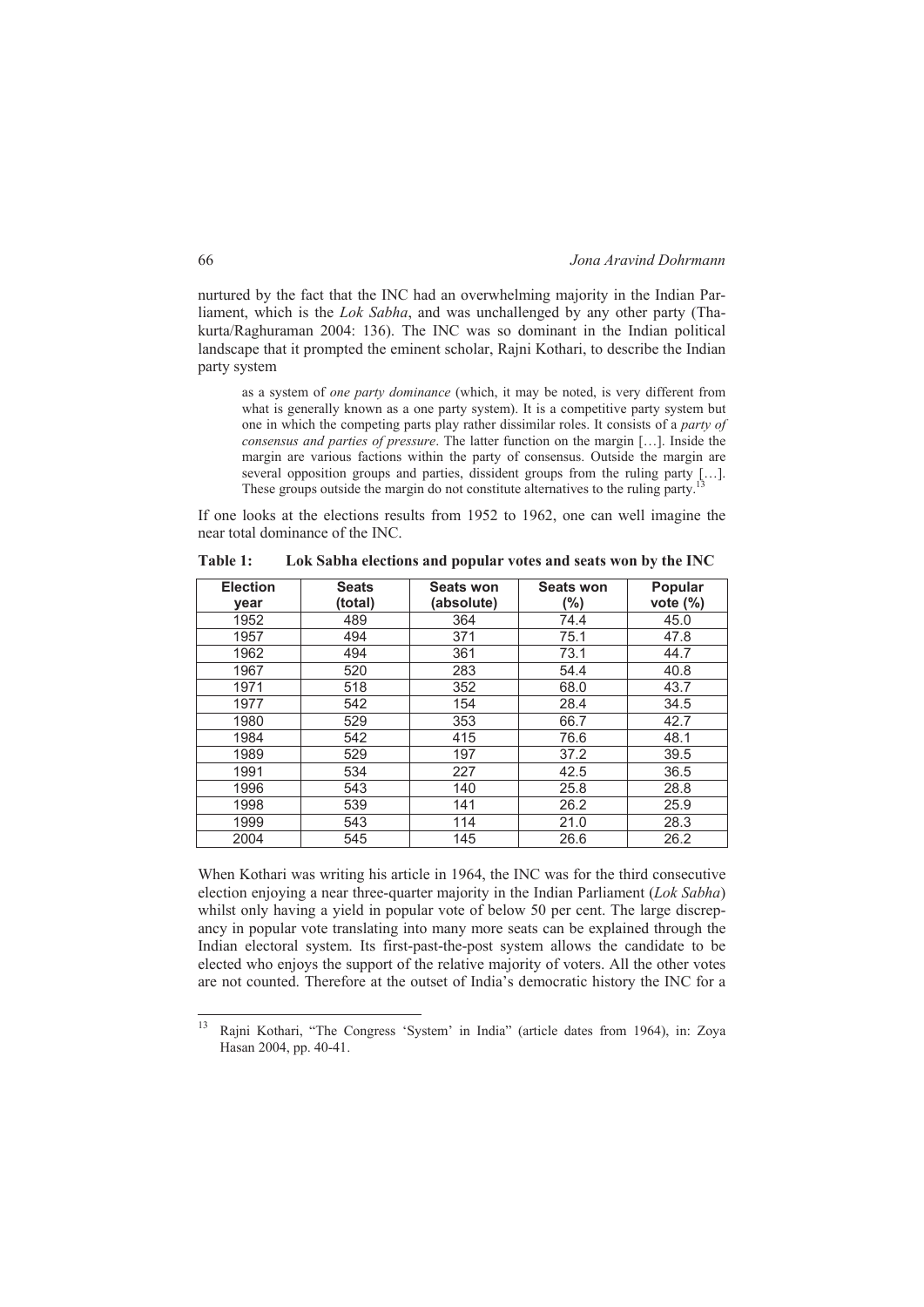nurtured by the fact that the INC had an overwhelming majority in the Indian Parliament, which is the *Lok Sabha*, and was unchallenged by any other party (Thakurta/Raghuraman 2004: 136). The INC was so dominant in the Indian political landscape that it prompted the eminent scholar, Rajni Kothari, to describe the Indian party system

> as a system of *one party dominance* (which, it may be noted, is very different from what is generally known as a one party system). It is a competitive party system but one in which the competing parts play rather dissimilar roles. It consists of a *party of consensus and parties of pressure*. The latter function on the margin […]. Inside the margin are various factions within the party of consensus. Outside the margin are several opposition groups and parties, dissident groups from the ruling party […]. These groups outside the margin do not constitute alternatives to the ruling party.[13]

If one looks at the elections results from 1952 to 1962, one can well imagine the near total dominance of the INC.

**Table 1: Lok Sabha elections and popular votes and seats won by the INC**

| Election year | Seats (total) | Seats won (absolute) | Seats won (%) | Popular vote (%) |
|---|---|---|---|---|
| 1952 | 489 | 364 | 74.4 | 45.0 |
| 1957 | 494 | 371 | 75.1 | 47.8 |
| 1962 | 494 | 361 | 73.1 | 44.7 |
| 1967 | 520 | 283 | 54.4 | 40.8 |
| 1971 | 518 | 352 | 68.0 | 43.7 |
| 1977 | 542 | 154 | 28.4 | 34.5 |
| 1980 | 529 | 353 | 66.7 | 42.7 |
| 1984 | 542 | 415 | 76.6 | 48.1 |
| 1989 | 529 | 197 | 37.2 | 39.5 |
| 1991 | 534 | 227 | 42.5 | 36.5 |
| 1996 | 543 | 140 | 25.8 | 28.8 |
| 1998 | 539 | 141 | 26.2 | 25.9 |
| 1999 | 543 | 114 | 21.0 | 28.3 |
| 2004 | 545 | 145 | 26.6 | 26.2 |

When Kothari was writing his article in 1964, the INC was for the third consecutive election enjoying a near three-quarter majority in the Indian Parliament (*Lok Sabha*) whilst only having a yield in popular vote of below 50 per cent. The large discrepancy in popular vote translating into many more seats can be explained through the Indian electoral system. Its first-past-the-post system allows the candidate to be elected who enjoys the support of the relative majority of voters. All the other votes are not counted. Therefore at the outset of India's democratic history the INC for a

[13] Rajni Kothari, "The Congress 'System' in India" (article dates from 1964), in: Zoya Hasan 2004, pp. 40-41.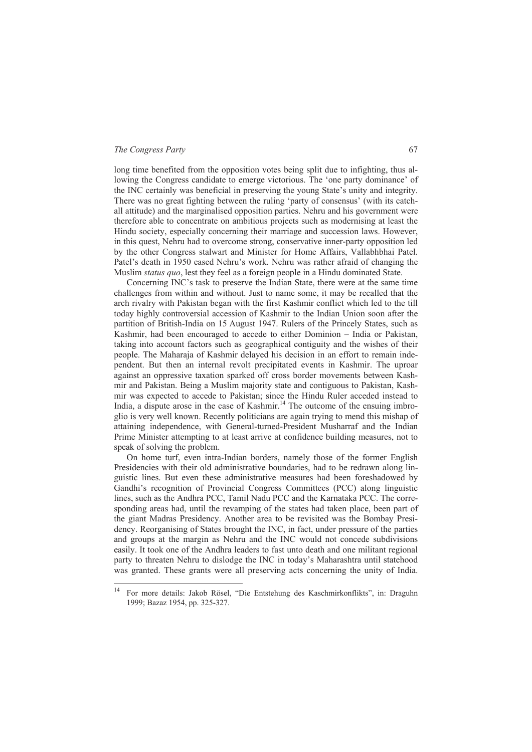long time benefited from the opposition votes being split due to infighting, thus allowing the Congress candidate to emerge victorious. The 'one party dominance' of the INC certainly was beneficial in preserving the young State's unity and integrity. There was no great fighting between the ruling 'party of consensus' (with its catch-all attitude) and the marginalised opposition parties. Nehru and his government were therefore able to concentrate on ambitious projects such as modernising at least the Hindu society, especially concerning their marriage and succession laws. However, in this quest, Nehru had to overcome strong, conservative inner-party opposition led by the other Congress stalwart and Minister for Home Affairs, Vallabhbhai Patel. Patel's death in 1950 eased Nehru's work. Nehru was rather afraid of changing the Muslim *status quo*, lest they feel as a foreign people in a Hindu dominated State.

Concerning INC's task to preserve the Indian State, there were at the same time challenges from within and without. Just to name some, it may be recalled that the arch rivalry with Pakistan began with the first Kashmir conflict which led to the till today highly controversial accession of Kashmir to the Indian Union soon after the partition of British-India on 15 August 1947. Rulers of the Princely States, such as Kashmir, had been encouraged to accede to either Dominion – India or Pakistan, taking into account factors such as geographical contiguity and the wishes of their people. The Maharaja of Kashmir delayed his decision in an effort to remain independent. But then an internal revolt precipitated events in Kashmir. The uproar against an oppressive taxation sparked off cross border movements between Kashmir and Pakistan. Being a Muslim majority state and contiguous to Pakistan, Kashmir was expected to accede to Pakistan; since the Hindu Ruler acceded instead to India, a dispute arose in the case of Kashmir.[14] The outcome of the ensuing imbroglio is very well known. Recently politicians are again trying to mend this mishap of attaining independence, with General-turned-President Musharraf and the Indian Prime Minister attempting to at least arrive at confidence building measures, not to speak of solving the problem.

On home turf, even intra-Indian borders, namely those of the former English Presidencies with their old administrative boundaries, had to be redrawn along linguistic lines. But even these administrative measures had been foreshadowed by Gandhi's recognition of Provincial Congress Committees (PCC) along linguistic lines, such as the Andhra PCC, Tamil Nadu PCC and the Karnataka PCC. The corresponding areas had, until the revamping of the states had taken place, been part of the giant Madras Presidency. Another area to be revisited was the Bombay Presidency. Reorganising of States brought the INC, in fact, under pressure of the parties and groups at the margin as Nehru and the INC would not concede subdivisions easily. It took one of the Andhra leaders to fast unto death and one militant regional party to threaten Nehru to dislodge the INC in today's Maharashtra until statehood was granted. These grants were all preserving acts concerning the unity of India.

[14] For more details: Jakob Rösel, "Die Entstehung des Kaschmirkonflikts", in: Draguhn 1999; Bazaz 1954, pp. 325-327.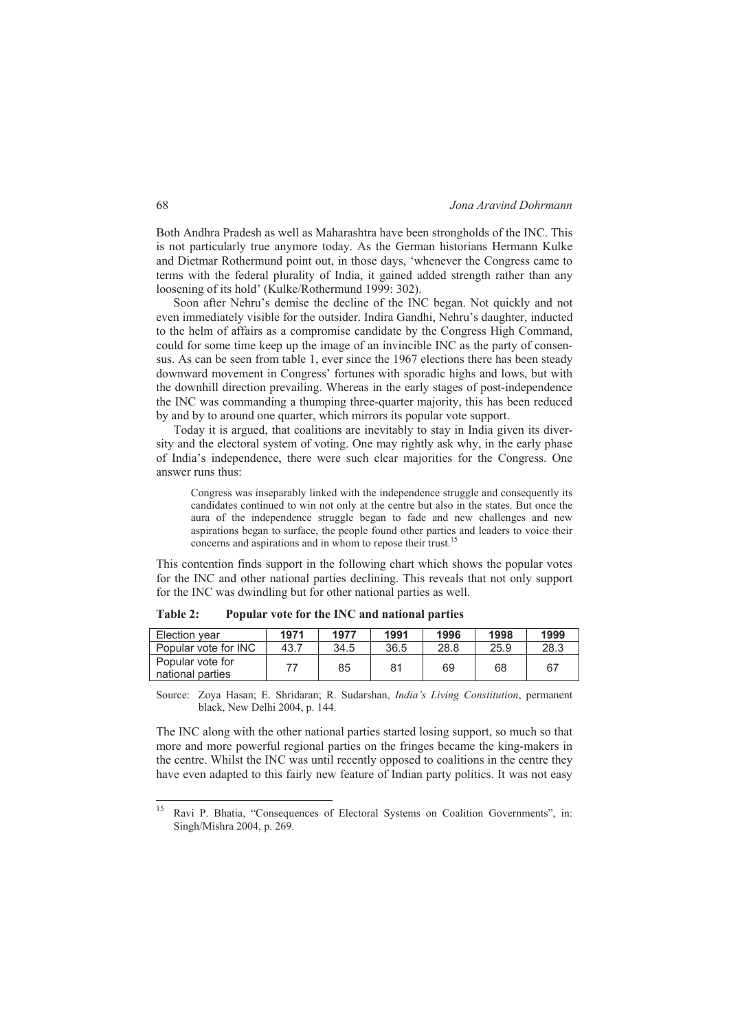Both Andhra Pradesh as well as Maharashtra have been strongholds of the INC. This is not particularly true anymore today. As the German historians Hermann Kulke and Dietmar Rothermund point out, in those days, 'whenever the Congress came to terms with the federal plurality of India, it gained added strength rather than any loosening of its hold' (Kulke/Rothermund 1999: 302).

Soon after Nehru's demise the decline of the INC began. Not quickly and not even immediately visible for the outsider. Indira Gandhi, Nehru's daughter, inducted to the helm of affairs as a compromise candidate by the Congress High Command, could for some time keep up the image of an invincible INC as the party of consensus. As can be seen from table 1, ever since the 1967 elections there has been steady downward movement in Congress' fortunes with sporadic highs and lows, but with the downhill direction prevailing. Whereas in the early stages of post-independence the INC was commanding a thumping three-quarter majority, this has been reduced by and by to around one quarter, which mirrors its popular vote support.

Today it is argued, that coalitions are inevitably to stay in India given its diversity and the electoral system of voting. One may rightly ask why, in the early phase of India's independence, there were such clear majorities for the Congress. One answer runs thus:

> Congress was inseparably linked with the independence struggle and consequently its candidates continued to win not only at the centre but also in the states. But once the aura of the independence struggle began to fade and new challenges and new aspirations began to surface, the people found other parties and leaders to voice their concerns and aspirations and in whom to repose their trust.[15]

This contention finds support in the following chart which shows the popular votes for the INC and other national parties declining. This reveals that not only support for the INC was dwindling but for other national parties as well.

**Table 2: Popular vote for the INC and national parties**

| Election year | 1971 | 1977 | 1991 | 1996 | 1998 | 1999 |
|---|---|---|---|---|---|---|
| Popular vote for INC | 43.7 | 34.5 | 36.5 | 28.8 | 25.9 | 28.3 |
| Popular vote for national parties | 77 | 85 | 81 | 69 | 68 | 67 |

Source: Zoya Hasan; E. Shridaran; R. Sudarshan, *India's Living Constitution*, permanent black, New Delhi 2004, p. 144.

The INC along with the other national parties started losing support, so much so that more and more powerful regional parties on the fringes became the king-makers in the centre. Whilst the INC was until recently opposed to coalitions in the centre they have even adapted to this fairly new feature of Indian party politics. It was not easy

---

[15] Ravi P. Bhatia, "Consequences of Electoral Systems on Coalition Governments", in: Singh/Mishra 2004, p. 269.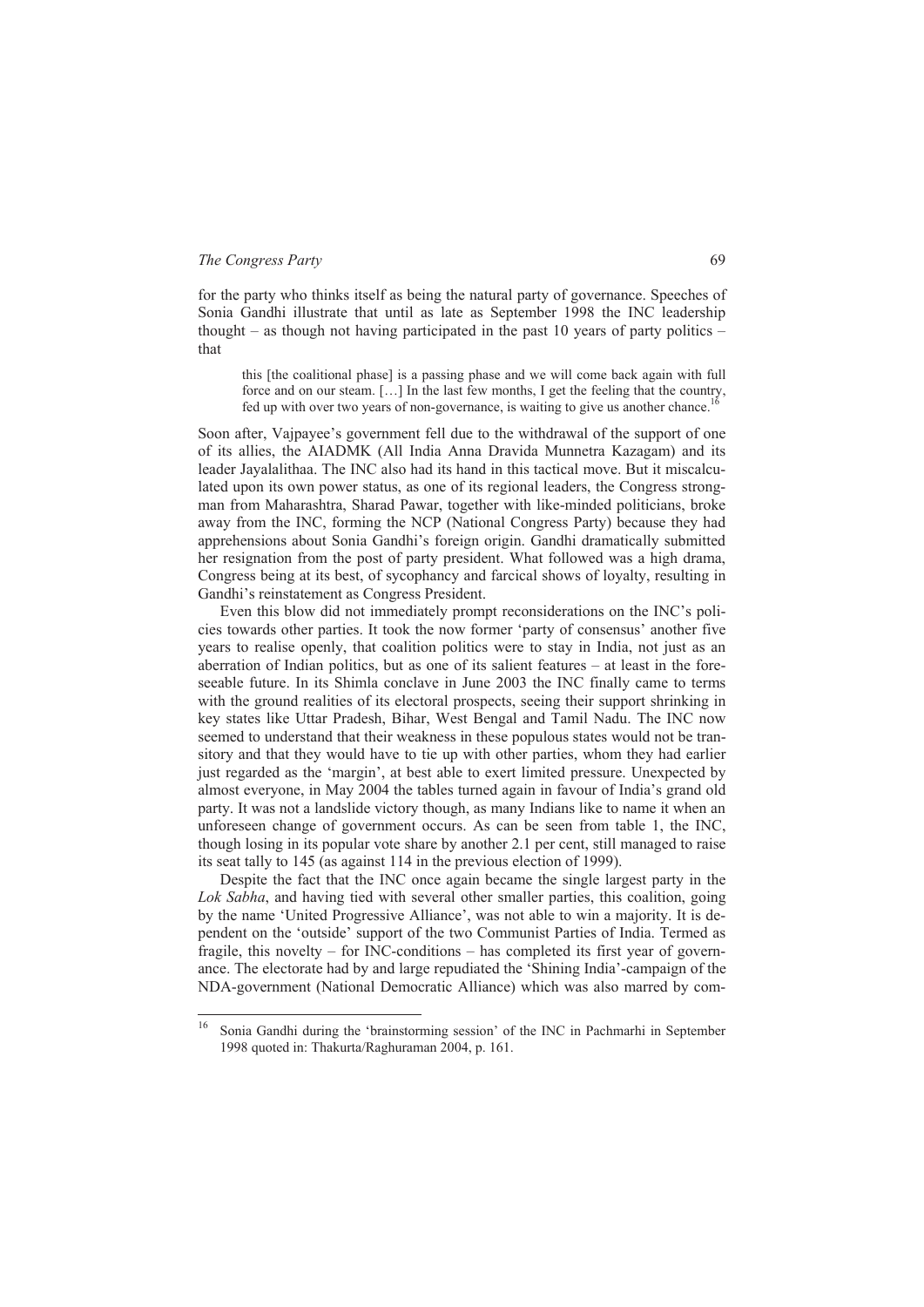for the party who thinks itself as being the natural party of governance. Speeches of Sonia Gandhi illustrate that until as late as September 1998 the INC leadership thought – as though not having participated in the past 10 years of party politics – that

> this [the coalitional phase] is a passing phase and we will come back again with full force and on our steam. […] In the last few months, I get the feeling that the country, fed up with over two years of non-governance, is waiting to give us another chance.[16]

Soon after, Vajpayee's government fell due to the withdrawal of the support of one of its allies, the AIADMK (All India Anna Dravida Munnetra Kazagam) and its leader Jayalalithaa. The INC also had its hand in this tactical move. But it miscalculated upon its own power status, as one of its regional leaders, the Congress strongman from Maharashtra, Sharad Pawar, together with like-minded politicians, broke away from the INC, forming the NCP (National Congress Party) because they had apprehensions about Sonia Gandhi's foreign origin. Gandhi dramatically submitted her resignation from the post of party president. What followed was a high drama, Congress being at its best, of sycophancy and farcical shows of loyalty, resulting in Gandhi's reinstatement as Congress President.

Even this blow did not immediately prompt reconsiderations on the INC's policies towards other parties. It took the now former 'party of consensus' another five years to realise openly, that coalition politics were to stay in India, not just as an aberration of Indian politics, but as one of its salient features – at least in the foreseeable future. In its Shimla conclave in June 2003 the INC finally came to terms with the ground realities of its electoral prospects, seeing their support shrinking in key states like Uttar Pradesh, Bihar, West Bengal and Tamil Nadu. The INC now seemed to understand that their weakness in these populous states would not be transitory and that they would have to tie up with other parties, whom they had earlier just regarded as the 'margin', at best able to exert limited pressure. Unexpected by almost everyone, in May 2004 the tables turned again in favour of India's grand old party. It was not a landslide victory though, as many Indians like to name it when an unforeseen change of government occurs. As can be seen from table 1, the INC, though losing in its popular vote share by another 2.1 per cent, still managed to raise its seat tally to 145 (as against 114 in the previous election of 1999).

Despite the fact that the INC once again became the single largest party in the *Lok Sabha*, and having tied with several other smaller parties, this coalition, going by the name 'United Progressive Alliance', was not able to win a majority. It is dependent on the 'outside' support of the two Communist Parties of India. Termed as fragile, this novelty – for INC-conditions – has completed its first year of governance. The electorate had by and large repudiated the 'Shining India'-campaign of the NDA-government (National Democratic Alliance) which was also marred by com-

---

[16] Sonia Gandhi during the 'brainstorming session' of the INC in Pachmarhi in September 1998 quoted in: Thakurta/Raghuraman 2004, p. 161.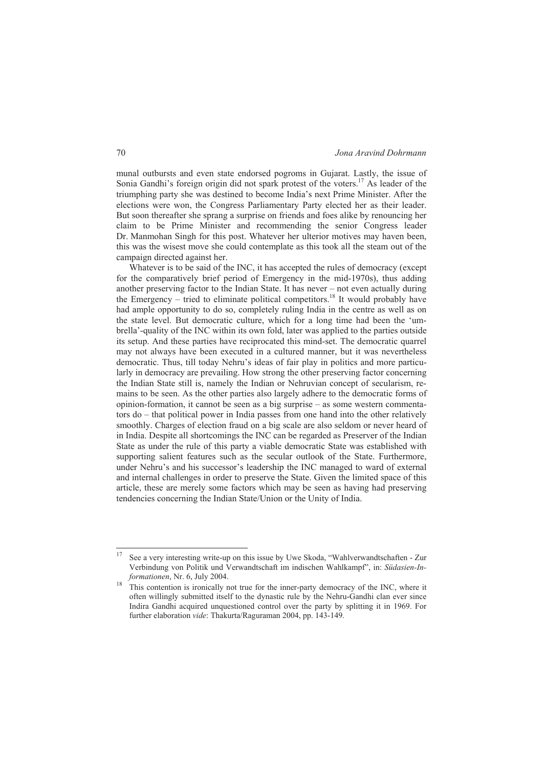munal outbursts and even state endorsed pogroms in Gujarat. Lastly, the issue of Sonia Gandhi's foreign origin did not spark protest of the voters.[17] As leader of the triumphing party she was destined to become India's next Prime Minister. After the elections were won, the Congress Parliamentary Party elected her as their leader. But soon thereafter she sprang a surprise on friends and foes alike by renouncing her claim to be Prime Minister and recommending the senior Congress leader Dr. Manmohan Singh for this post. Whatever her ulterior motives may haven been, this was the wisest move she could contemplate as this took all the steam out of the campaign directed against her.

Whatever is to be said of the INC, it has accepted the rules of democracy (except for the comparatively brief period of Emergency in the mid-1970s), thus adding another preserving factor to the Indian State. It has never – not even actually during the Emergency – tried to eliminate political competitors.[18] It would probably have had ample opportunity to do so, completely ruling India in the centre as well as on the state level. But democratic culture, which for a long time had been the 'umbrella'-quality of the INC within its own fold, later was applied to the parties outside its setup. And these parties have reciprocated this mind-set. The democratic quarrel may not always have been executed in a cultured manner, but it was nevertheless democratic. Thus, till today Nehru's ideas of fair play in politics and more particularly in democracy are prevailing. How strong the other preserving factor concerning the Indian State still is, namely the Indian or Nehruvian concept of secularism, remains to be seen. As the other parties also largely adhere to the democratic forms of opinion-formation, it cannot be seen as a big surprise – as some western commentators do – that political power in India passes from one hand into the other relatively smoothly. Charges of election fraud on a big scale are also seldom or never heard of in India. Despite all shortcomings the INC can be regarded as Preserver of the Indian State as under the rule of this party a viable democratic State was established with supporting salient features such as the secular outlook of the State. Furthermore, under Nehru's and his successor's leadership the INC managed to ward of external and internal challenges in order to preserve the State. Given the limited space of this article, these are merely some factors which may be seen as having had preserving tendencies concerning the Indian State/Union or the Unity of India.

---

[17] See a very interesting write-up on this issue by Uwe Skoda, "Wahlverwandtschaften - Zur Verbindung von Politik und Verwandtschaft im indischen Wahlkampf", in: *Südasien-Informationen*, Nr. 6, July 2004.

[18] This contention is ironically not true for the inner-party democracy of the INC, where it often willingly submitted itself to the dynastic rule by the Nehru-Gandhi clan ever since Indira Gandhi acquired unquestioned control over the party by splitting it in 1969. For further elaboration *vide*: Thakurta/Raguraman 2004, pp. 143-149.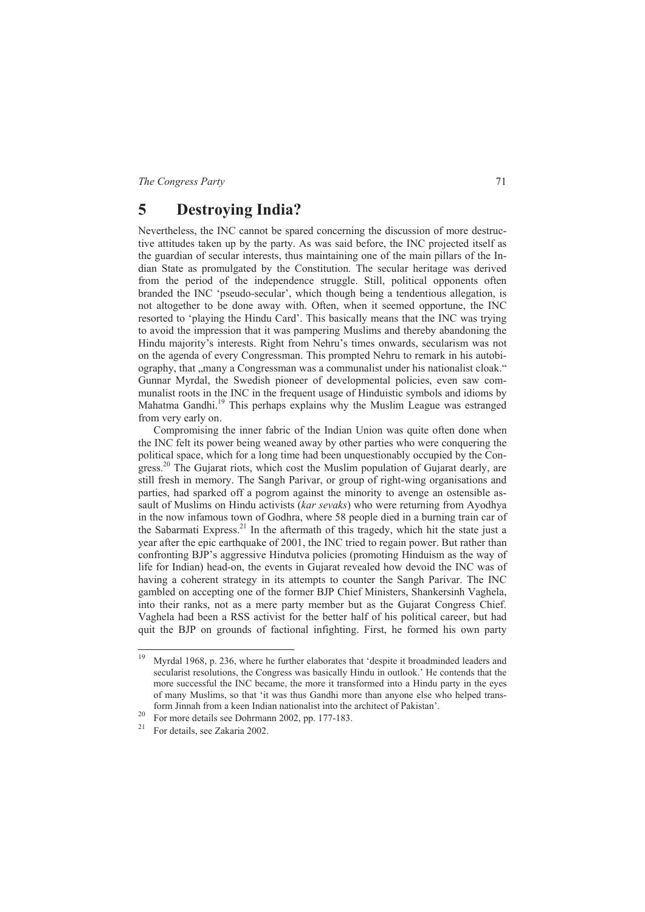## 5 Destroying India?

Nevertheless, the INC cannot be spared concerning the discussion of more destructive attitudes taken up by the party. As was said before, the INC projected itself as the guardian of secular interests, thus maintaining one of the main pillars of the Indian State as promulgated by the Constitution. The secular heritage was derived from the period of the independence struggle. Still, political opponents often branded the INC 'pseudo-secular', which though being a tendentious allegation, is not altogether to be done away with. Often, when it seemed opportune, the INC resorted to 'playing the Hindu Card'. This basically means that the INC was trying to avoid the impression that it was pampering Muslims and thereby abandoning the Hindu majority's interests. Right from Nehru's times onwards, secularism was not on the agenda of every Congressman. This prompted Nehru to remark in his autobiography, that „many a Congressman was a communalist under his nationalist cloak." Gunnar Myrdal, the Swedish pioneer of developmental policies, even saw communalist roots in the INC in the frequent usage of Hinduistic symbols and idioms by Mahatma Gandhi.[19] This perhaps explains why the Muslim League was estranged from very early on.

Compromising the inner fabric of the Indian Union was quite often done when the INC felt its power being weaned away by other parties who were conquering the political space, which for a long time had been unquestionably occupied by the Congress.[20] The Gujarat riots, which cost the Muslim population of Gujarat dearly, are still fresh in memory. The Sangh Parivar, or group of right-wing organisations and parties, had sparked off a pogrom against the minority to avenge an ostensible assault of Muslims on Hindu activists (*kar sevaks*) who were returning from Ayodhya in the now infamous town of Godhra, where 58 people died in a burning train car of the Sabarmati Express.[21] In the aftermath of this tragedy, which hit the state just a year after the epic earthquake of 2001, the INC tried to regain power. But rather than confronting BJP's aggressive Hindutva policies (promoting Hinduism as the way of life for Indian) head-on, the events in Gujarat revealed how devoid the INC was of having a coherent strategy in its attempts to counter the Sangh Parivar. The INC gambled on accepting one of the former BJP Chief Ministers, Shankersinh Vaghela, into their ranks, not as a mere party member but as the Gujarat Congress Chief. Vaghela had been a RSS activist for the better half of his political career, but had quit the BJP on grounds of factional infighting. First, he formed his own party

---

[19] Myrdal 1968, p. 236, where he further elaborates that 'despite it broadminded leaders and secularist resolutions, the Congress was basically Hindu in outlook.' He contends that the more successful the INC became, the more it transformed into a Hindu party in the eyes of many Muslims, so that 'it was thus Gandhi more than anyone else who helped transform Jinnah from a keen Indian nationalist into the architect of Pakistan'.

[20] For more details see Dohrmann 2002, pp. 177-183.

[21] For details, see Zakaria 2002.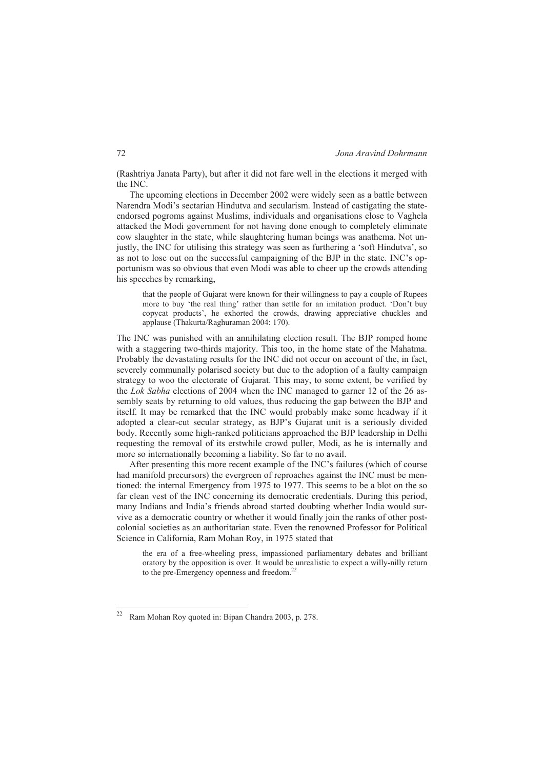(Rashtriya Janata Party), but after it did not fare well in the elections it merged with the INC.

The upcoming elections in December 2002 were widely seen as a battle between Narendra Modi's sectarian Hindutva and secularism. Instead of castigating the state-endorsed pogroms against Muslims, individuals and organisations close to Vaghela attacked the Modi government for not having done enough to completely eliminate cow slaughter in the state, while slaughtering human beings was anathema. Not unjustly, the INC for utilising this strategy was seen as furthering a 'soft Hindutva', so as not to lose out on the successful campaigning of the BJP in the state. INC's opportunism was so obvious that even Modi was able to cheer up the crowds attending his speeches by remarking,

> that the people of Gujarat were known for their willingness to pay a couple of Rupees more to buy 'the real thing' rather than settle for an imitation product. 'Don't buy copycat products', he exhorted the crowds, drawing appreciative chuckles and applause (Thakurta/Raghuraman 2004: 170).

The INC was punished with an annihilating election result. The BJP romped home with a staggering two-thirds majority. This too, in the home state of the Mahatma. Probably the devastating results for the INC did not occur on account of the, in fact, severely communally polarised society but due to the adoption of a faulty campaign strategy to woo the electorate of Gujarat. This may, to some extent, be verified by the *Lok Sabha* elections of 2004 when the INC managed to garner 12 of the 26 assembly seats by returning to old values, thus reducing the gap between the BJP and itself. It may be remarked that the INC would probably make some headway if it adopted a clear-cut secular strategy, as BJP's Gujarat unit is a seriously divided body. Recently some high-ranked politicians approached the BJP leadership in Delhi requesting the removal of its erstwhile crowd puller, Modi, as he is internally and more so internationally becoming a liability. So far to no avail.

After presenting this more recent example of the INC's failures (which of course had manifold precursors) the evergreen of reproaches against the INC must be mentioned: the internal Emergency from 1975 to 1977. This seems to be a blot on the so far clean vest of the INC concerning its democratic credentials. During this period, many Indians and India's friends abroad started doubting whether India would survive as a democratic country or whether it would finally join the ranks of other post-colonial societies as an authoritarian state. Even the renowned Professor for Political Science in California, Ram Mohan Roy, in 1975 stated that

> the era of a free-wheeling press, impassioned parliamentary debates and brilliant oratory by the opposition is over. It would be unrealistic to expect a willy-nilly return to the pre-Emergency openness and freedom.[22]

---

[22] Ram Mohan Roy quoted in: Bipan Chandra 2003, p. 278.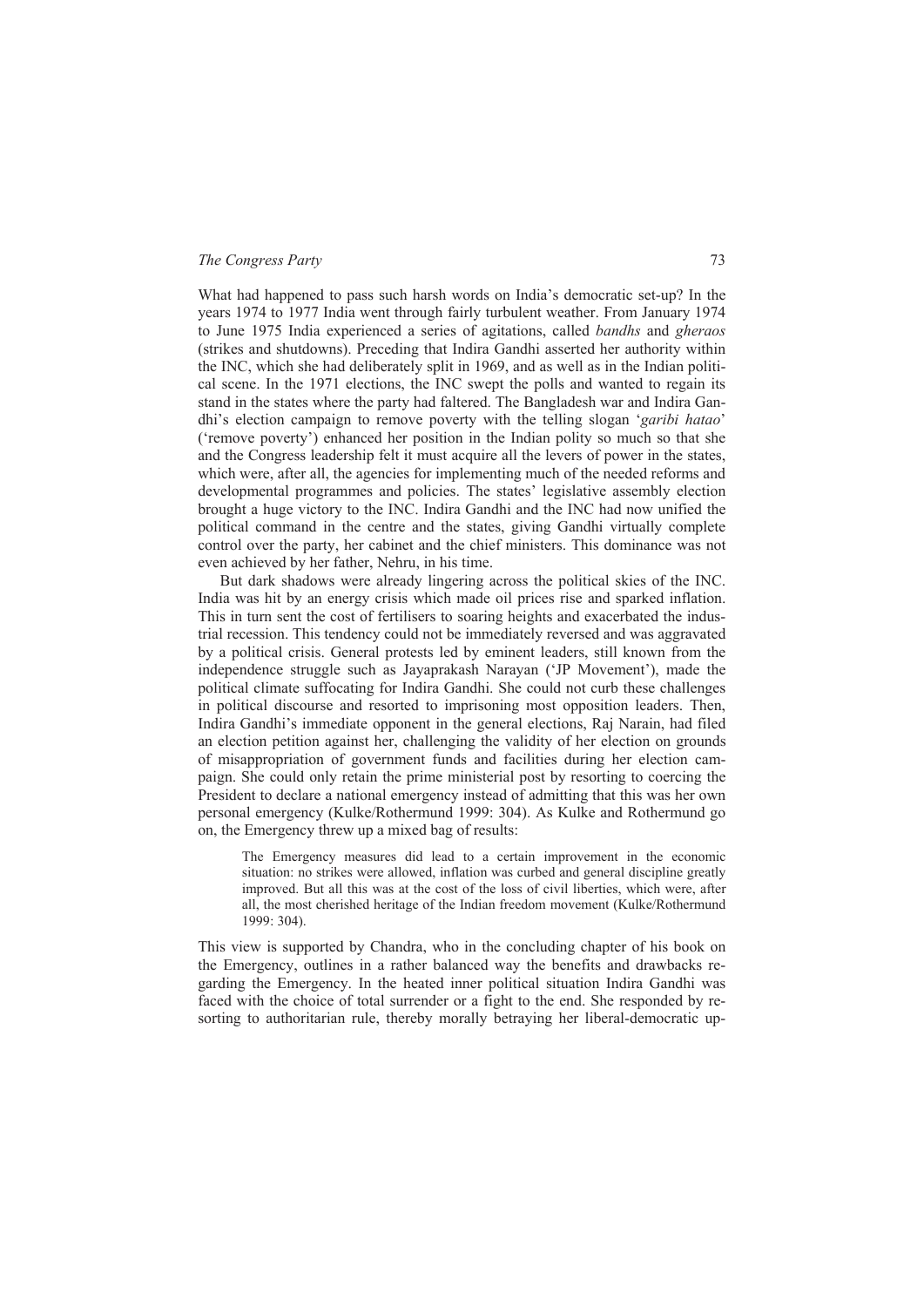What had happened to pass such harsh words on India's democratic set-up? In the years 1974 to 1977 India went through fairly turbulent weather. From January 1974 to June 1975 India experienced a series of agitations, called *bandhs* and *gheraos* (strikes and shutdowns). Preceding that Indira Gandhi asserted her authority within the INC, which she had deliberately split in 1969, and as well as in the Indian political scene. In the 1971 elections, the INC swept the polls and wanted to regain its stand in the states where the party had faltered. The Bangladesh war and Indira Gandhi's election campaign to remove poverty with the telling slogan '*garibi hatao*' ('remove poverty') enhanced her position in the Indian polity so much so that she and the Congress leadership felt it must acquire all the levers of power in the states, which were, after all, the agencies for implementing much of the needed reforms and developmental programmes and policies. The states' legislative assembly election brought a huge victory to the INC. Indira Gandhi and the INC had now unified the political command in the centre and the states, giving Gandhi virtually complete control over the party, her cabinet and the chief ministers. This dominance was not even achieved by her father, Nehru, in his time.

But dark shadows were already lingering across the political skies of the INC. India was hit by an energy crisis which made oil prices rise and sparked inflation. This in turn sent the cost of fertilisers to soaring heights and exacerbated the industrial recession. This tendency could not be immediately reversed and was aggravated by a political crisis. General protests led by eminent leaders, still known from the independence struggle such as Jayaprakash Narayan ('JP Movement'), made the political climate suffocating for Indira Gandhi. She could not curb these challenges in political discourse and resorted to imprisoning most opposition leaders. Then, Indira Gandhi's immediate opponent in the general elections, Raj Narain, had filed an election petition against her, challenging the validity of her election on grounds of misappropriation of government funds and facilities during her election campaign. She could only retain the prime ministerial post by resorting to coercing the President to declare a national emergency instead of admitting that this was her own personal emergency (Kulke/Rothermund 1999: 304). As Kulke and Rothermund go on, the Emergency threw up a mixed bag of results:

> The Emergency measures did lead to a certain improvement in the economic situation: no strikes were allowed, inflation was curbed and general discipline greatly improved. But all this was at the cost of the loss of civil liberties, which were, after all, the most cherished heritage of the Indian freedom movement (Kulke/Rothermund 1999: 304).

This view is supported by Chandra, who in the concluding chapter of his book on the Emergency, outlines in a rather balanced way the benefits and drawbacks regarding the Emergency. In the heated inner political situation Indira Gandhi was faced with the choice of total surrender or a fight to the end. She responded by resorting to authoritarian rule, thereby morally betraying her liberal-democratic up-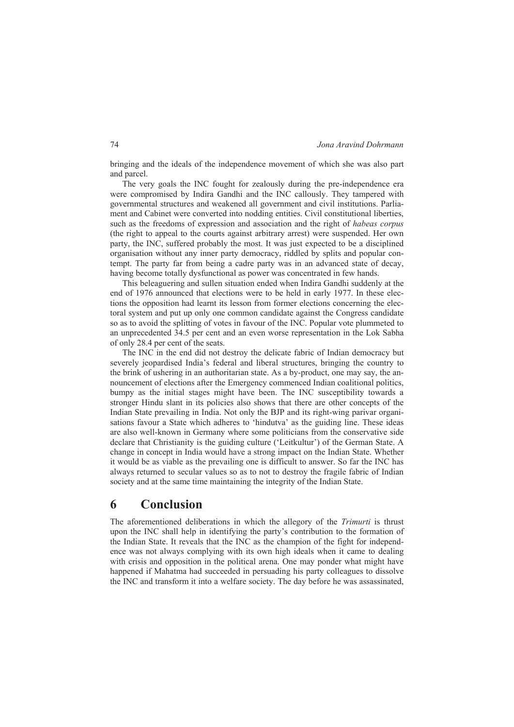bringing and the ideals of the independence movement of which she was also part and parcel.

The very goals the INC fought for zealously during the pre-independence era were compromised by Indira Gandhi and the INC callously. They tampered with governmental structures and weakened all government and civil institutions. Parliament and Cabinet were converted into nodding entities. Civil constitutional liberties, such as the freedoms of expression and association and the right of *habeas corpus* (the right to appeal to the courts against arbitrary arrest) were suspended. Her own party, the INC, suffered probably the most. It was just expected to be a disciplined organisation without any inner party democracy, riddled by splits and popular contempt. The party far from being a cadre party was in an advanced state of decay, having become totally dysfunctional as power was concentrated in few hands.

This beleaguering and sullen situation ended when Indira Gandhi suddenly at the end of 1976 announced that elections were to be held in early 1977. In these elections the opposition had learnt its lesson from former elections concerning the electoral system and put up only one common candidate against the Congress candidate so as to avoid the splitting of votes in favour of the INC. Popular vote plummeted to an unprecedented 34.5 per cent and an even worse representation in the Lok Sabha of only 28.4 per cent of the seats.

The INC in the end did not destroy the delicate fabric of Indian democracy but severely jeopardised India's federal and liberal structures, bringing the country to the brink of ushering in an authoritarian state. As a by-product, one may say, the announcement of elections after the Emergency commenced Indian coalitional politics, bumpy as the initial stages might have been. The INC susceptibility towards a stronger Hindu slant in its policies also shows that there are other concepts of the Indian State prevailing in India. Not only the BJP and its right-wing parivar organisations favour a State which adheres to 'hindutva' as the guiding line. These ideas are also well-known in Germany where some politicians from the conservative side declare that Christianity is the guiding culture ('Leitkultur') of the German State. A change in concept in India would have a strong impact on the Indian State. Whether it would be as viable as the prevailing one is difficult to answer. So far the INC has always returned to secular values so as to not to destroy the fragile fabric of Indian society and at the same time maintaining the integrity of the Indian State.

# 6 Conclusion

The aforementioned deliberations in which the allegory of the *Trimurti* is thrust upon the INC shall help in identifying the party's contribution to the formation of the Indian State. It reveals that the INC as the champion of the fight for independence was not always complying with its own high ideals when it came to dealing with crisis and opposition in the political arena. One may ponder what might have happened if Mahatma had succeeded in persuading his party colleagues to dissolve the INC and transform it into a welfare society. The day before he was assassinated,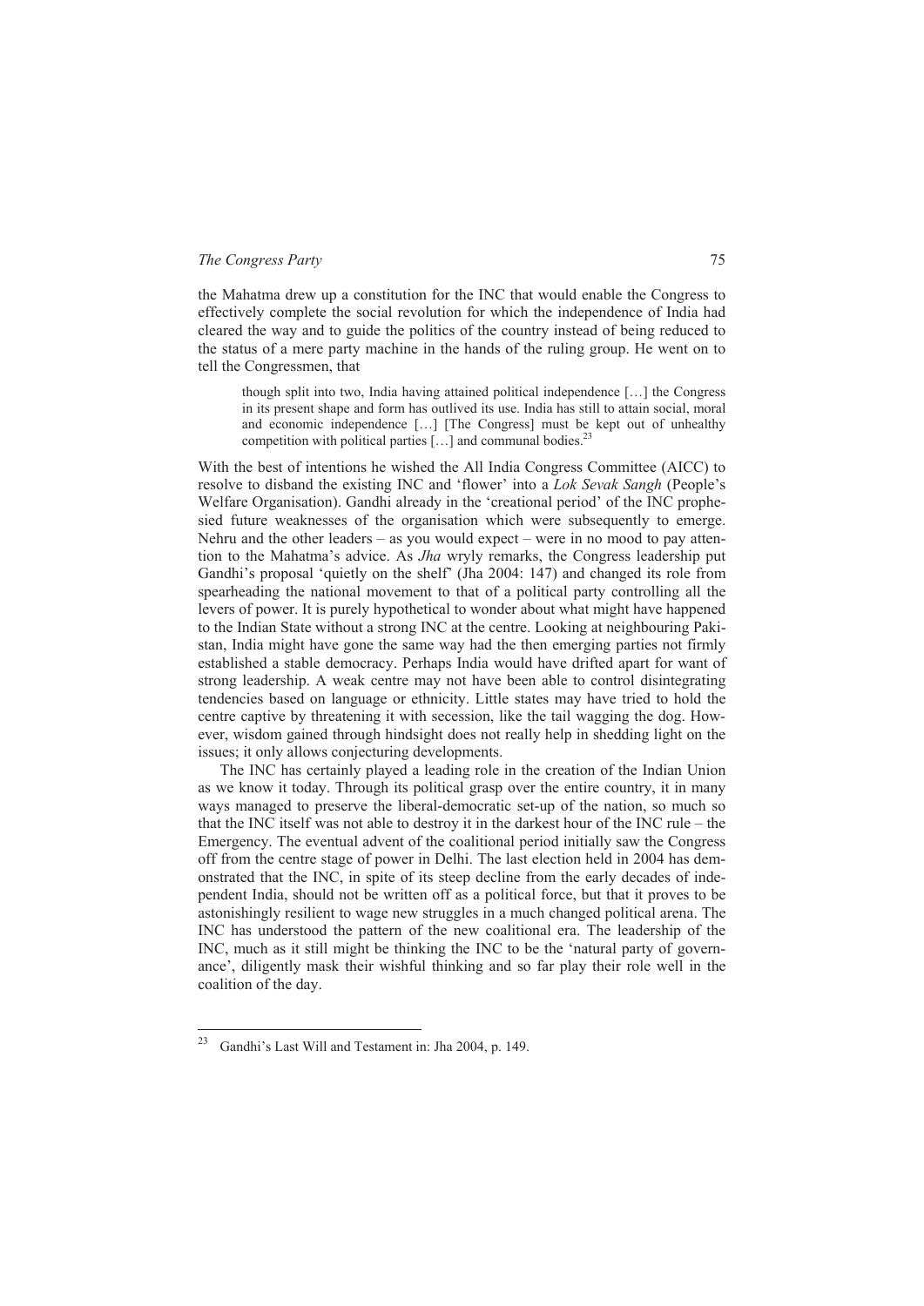the Mahatma drew up a constitution for the INC that would enable the Congress to effectively complete the social revolution for which the independence of India had cleared the way and to guide the politics of the country instead of being reduced to the status of a mere party machine in the hands of the ruling group. He went on to tell the Congressmen, that

> though split into two, India having attained political independence […] the Congress in its present shape and form has outlived its use. India has still to attain social, moral and economic independence […] [The Congress] must be kept out of unhealthy competition with political parties […] and communal bodies.[23]

With the best of intentions he wished the All India Congress Committee (AICC) to resolve to disband the existing INC and 'flower' into a *Lok Sevak Sangh* (People's Welfare Organisation). Gandhi already in the 'creational period' of the INC prophesied future weaknesses of the organisation which were subsequently to emerge. Nehru and the other leaders – as you would expect – were in no mood to pay attention to the Mahatma's advice. As *Jha* wryly remarks, the Congress leadership put Gandhi's proposal 'quietly on the shelf' (Jha 2004: 147) and changed its role from spearheading the national movement to that of a political party controlling all the levers of power. It is purely hypothetical to wonder about what might have happened to the Indian State without a strong INC at the centre. Looking at neighbouring Pakistan, India might have gone the same way had the then emerging parties not firmly established a stable democracy. Perhaps India would have drifted apart for want of strong leadership. A weak centre may not have been able to control disintegrating tendencies based on language or ethnicity. Little states may have tried to hold the centre captive by threatening it with secession, like the tail wagging the dog. However, wisdom gained through hindsight does not really help in shedding light on the issues; it only allows conjecturing developments.

The INC has certainly played a leading role in the creation of the Indian Union as we know it today. Through its political grasp over the entire country, it in many ways managed to preserve the liberal-democratic set-up of the nation, so much so that the INC itself was not able to destroy it in the darkest hour of the INC rule – the Emergency. The eventual advent of the coalitional period initially saw the Congress off from the centre stage of power in Delhi. The last election held in 2004 has demonstrated that the INC, in spite of its steep decline from the early decades of independent India, should not be written off as a political force, but that it proves to be astonishingly resilient to wage new struggles in a much changed political arena. The INC has understood the pattern of the new coalitional era. The leadership of the INC, much as it still might be thinking the INC to be the 'natural party of governance', diligently mask their wishful thinking and so far play their role well in the coalition of the day.

---

[23] Gandhi's Last Will and Testament in: Jha 2004, p. 149.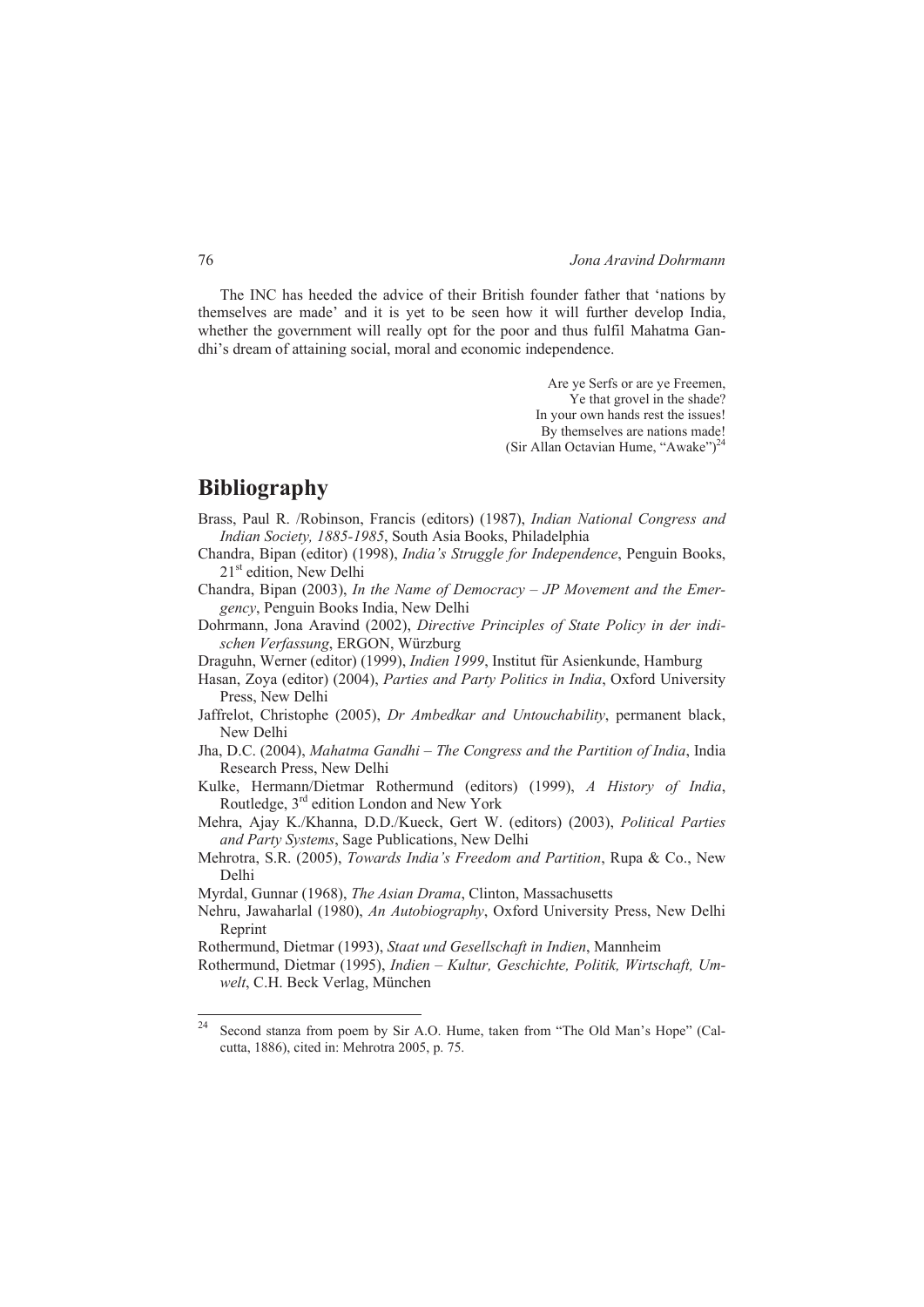The INC has heeded the advice of their British founder father that 'nations by themselves are made' and it is yet to be seen how it will further develop India, whether the government will really opt for the poor and thus fulfil Mahatma Gandhi's dream of attaining social, moral and economic independence.

> Are ye Serfs or are ye Freemen,
> Ye that grovel in the shade?
> In your own hands rest the issues!
> By themselves are nations made!
> (Sir Allan Octavian Hume, "Awake")[24]

## Bibliography

Brass, Paul R. /Robinson, Francis (editors) (1987), *Indian National Congress and Indian Society, 1885-1985*, South Asia Books, Philadelphia

Chandra, Bipan (editor) (1998), *India's Struggle for Independence*, Penguin Books, 21st edition, New Delhi

Chandra, Bipan (2003), *In the Name of Democracy – JP Movement and the Emergency*, Penguin Books India, New Delhi

Dohrmann, Jona Aravind (2002), *Directive Principles of State Policy in der indischen Verfassung*, ERGON, Würzburg

Draguhn, Werner (editor) (1999), *Indien 1999*, Institut für Asienkunde, Hamburg

Hasan, Zoya (editor) (2004), *Parties and Party Politics in India*, Oxford University Press, New Delhi

Jaffrelot, Christophe (2005), *Dr Ambedkar and Untouchability*, permanent black, New Delhi

Jha, D.C. (2004), *Mahatma Gandhi – The Congress and the Partition of India*, India Research Press, New Delhi

Kulke, Hermann/Dietmar Rothermund (editors) (1999), *A History of India*, Routledge, 3rd edition London and New York

Mehra, Ajay K./Khanna, D.D./Kueck, Gert W. (editors) (2003), *Political Parties and Party Systems*, Sage Publications, New Delhi

Mehrotra, S.R. (2005), *Towards India's Freedom and Partition*, Rupa & Co., New Delhi

Myrdal, Gunnar (1968), *The Asian Drama*, Clinton, Massachusetts

Nehru, Jawaharlal (1980), *An Autobiography*, Oxford University Press, New Delhi Reprint

Rothermund, Dietmar (1993), *Staat und Gesellschaft in Indien*, Mannheim

Rothermund, Dietmar (1995), *Indien – Kultur, Geschichte, Politik, Wirtschaft, Umwelt*, C.H. Beck Verlag, München

---

[24] Second stanza from poem by Sir A.O. Hume, taken from "The Old Man's Hope" (Calcutta, 1886), cited in: Mehrotra 2005, p. 75.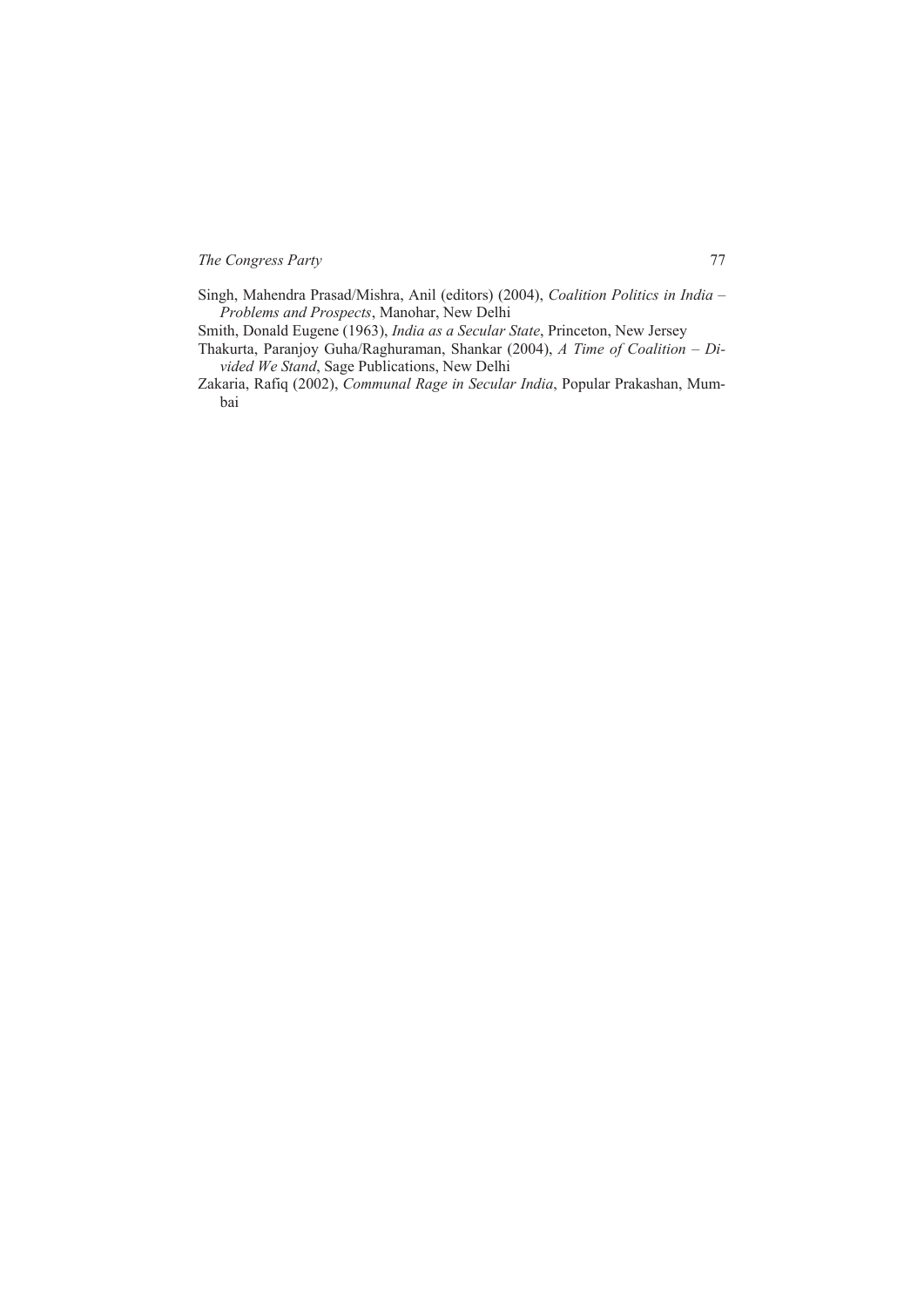Singh, Mahendra Prasad/Mishra, Anil (editors) (2004), *Coalition Politics in India – Problems and Prospects*, Manohar, New Delhi

Smith, Donald Eugene (1963), *India as a Secular State*, Princeton, New Jersey

Thakurta, Paranjoy Guha/Raghuraman, Shankar (2004), *A Time of Coalition – Divided We Stand*, Sage Publications, New Delhi

Zakaria, Rafiq (2002), *Communal Rage in Secular India*, Popular Prakashan, Mumbai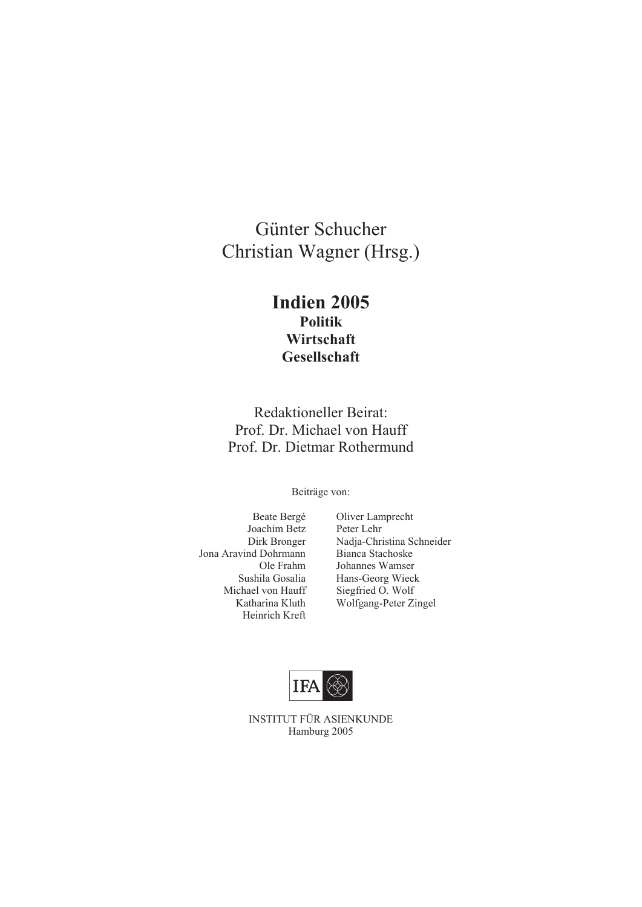Günter Schucher
Christian Wagner (Hrsg.)

# Indien 2005

**Politik**
**Wirtschaft**
**Gesellschaft**

Redaktioneller Beirat:
Prof. Dr. Michael von Hauff
Prof. Dr. Dietmar Rothermund

Beiträge von:

Beate Bergé
Joachim Betz
Dirk Bronger
Jona Aravind Dohrmann
Ole Frahm
Sushila Gosalia
Michael von Hauff
Katharina Kluth
Heinrich Kreft
Oliver Lamprecht
Peter Lehr
Nadja-Christina Schneider
Bianca Stachoske
Johannes Wamser
Hans-Georg Wieck
Siegfried O. Wolf
Wolfgang-Peter Zingel

IFA

INSTITUT FÜR ASIENKUNDE
Hamburg 2005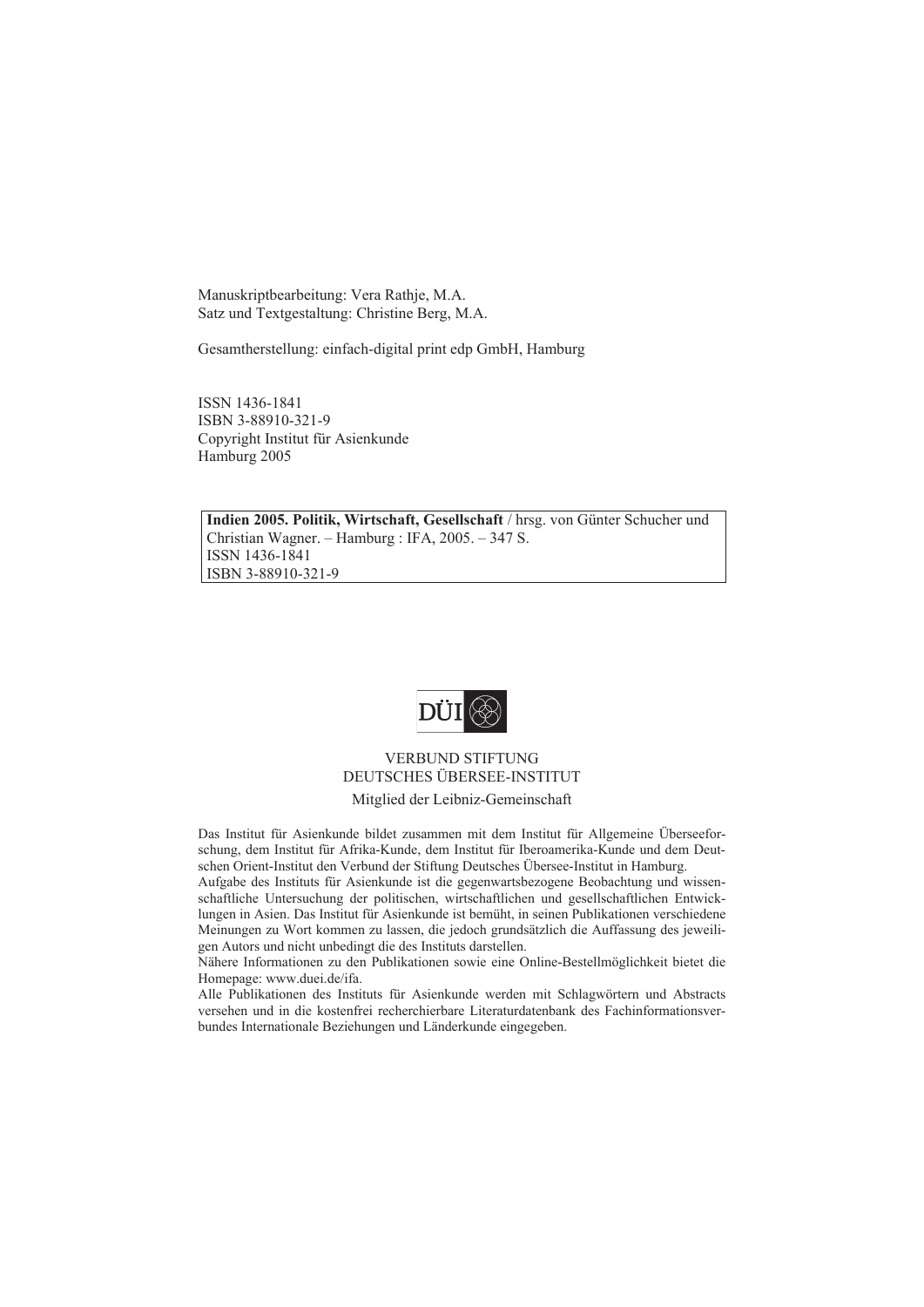Manuskriptbearbeitung: Vera Rathje, M.A.
Satz und Textgestaltung: Christine Berg, M.A.

Gesamtherstellung: einfach-digital print edp GmbH, Hamburg

ISSN 1436-1841
ISBN 3-88910-321-9
Copyright Institut für Asienkunde
Hamburg 2005

| |
|---|
| **Indien 2005. Politik, Wirtschaft, Gesellschaft** / hrsg. von Günter Schucher und Christian Wagner. – Hamburg : IFA, 2005. – 347 S.<br>ISSN 1436-1841<br>ISBN 3-88910-321-9 |

DÜI

VERBUND STIFTUNG
DEUTSCHES ÜBERSEE-INSTITUT
Mitglied der Leibniz-Gemeinschaft

Das Institut für Asienkunde bildet zusammen mit dem Institut für Allgemeine Überseeforschung, dem Institut für Afrika-Kunde, dem Institut für Iberoamerika-Kunde und dem Deutschen Orient-Institut den Verbund der Stiftung Deutsches Übersee-Institut in Hamburg.
Aufgabe des Instituts für Asienkunde ist die gegenwartsbezogene Beobachtung und wissenschaftliche Untersuchung der politischen, wirtschaftlichen und gesellschaftlichen Entwicklungen in Asien. Das Institut für Asienkunde ist bemüht, in seinen Publikationen verschiedene Meinungen zu Wort kommen zu lassen, die jedoch grundsätzlich die Auffassung des jeweiligen Autors und nicht unbedingt die des Instituts darstellen.
Nähere Informationen zu den Publikationen sowie eine Online-Bestellmöglichkeit bietet die Homepage: www.duei.de/ifa.
Alle Publikationen des Instituts für Asienkunde werden mit Schlagwörtern und Abstracts versehen und in die kostenfrei recherchierbare Literaturdatenbank des Fachinformationsverbundes Internationale Beziehungen und Länderkunde eingegeben.